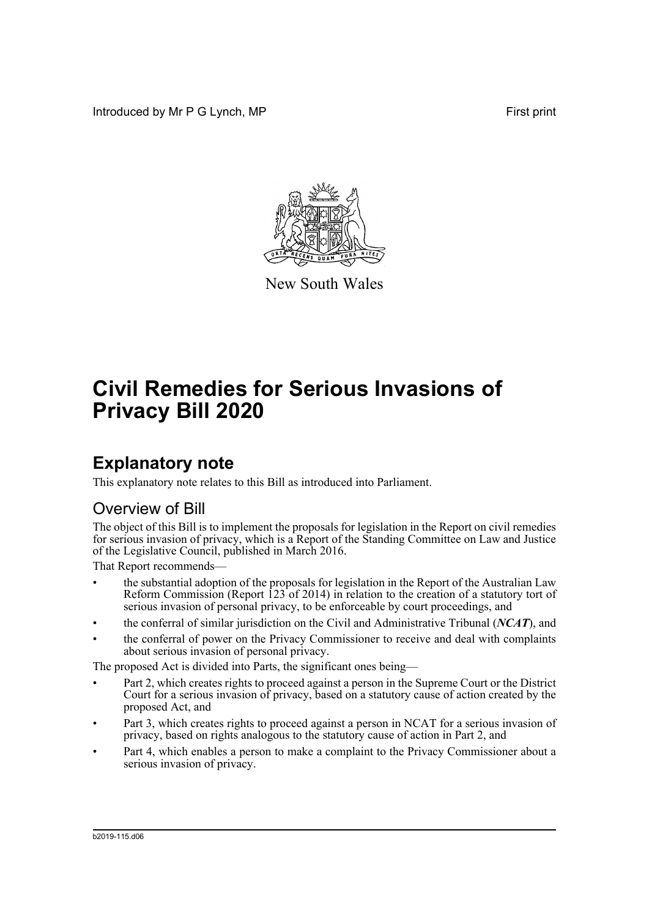Introduced by Mr P G Lynch, MP First print

New South Wales

# Civil Remedies for Serious Invasions of Privacy Bill 2020

## Explanatory note

This explanatory note relates to this Bill as introduced into Parliament.

### Overview of Bill

The object of this Bill is to implement the proposals for legislation in the Report on civil remedies for serious invasion of privacy, which is a Report of the Standing Committee on Law and Justice of the Legislative Council, published in March 2016.

That Report recommends—

- the substantial adoption of the proposals for legislation in the Report of the Australian Law Reform Commission (Report 123 of 2014) in relation to the creation of a statutory tort of serious invasion of personal privacy, to be enforceable by court proceedings, and
- the conferral of similar jurisdiction on the Civil and Administrative Tribunal (***NCAT***), and
- the conferral of power on the Privacy Commissioner to receive and deal with complaints about serious invasion of personal privacy.

The proposed Act is divided into Parts, the significant ones being—

- Part 2, which creates rights to proceed against a person in the Supreme Court or the District Court for a serious invasion of privacy, based on a statutory cause of action created by the proposed Act, and
- Part 3, which creates rights to proceed against a person in NCAT for a serious invasion of privacy, based on rights analogous to the statutory cause of action in Part 2, and
- Part 4, which enables a person to make a complaint to the Privacy Commissioner about a serious invasion of privacy.

b2019-115.d06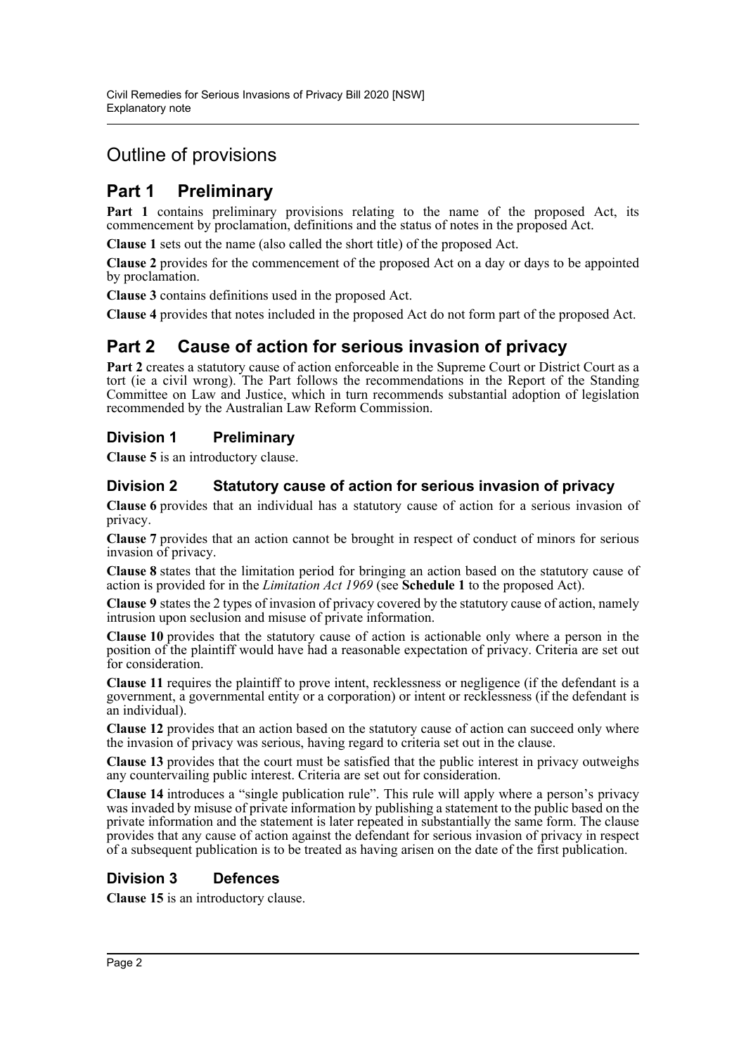# Outline of provisions

## Part 1 Preliminary

**Part 1** contains preliminary provisions relating to the name of the proposed Act, its commencement by proclamation, definitions and the status of notes in the proposed Act.

**Clause 1** sets out the name (also called the short title) of the proposed Act.

**Clause 2** provides for the commencement of the proposed Act on a day or days to be appointed by proclamation.

**Clause 3** contains definitions used in the proposed Act.

**Clause 4** provides that notes included in the proposed Act do not form part of the proposed Act.

## Part 2 Cause of action for serious invasion of privacy

**Part 2** creates a statutory cause of action enforceable in the Supreme Court or District Court as a tort (ie a civil wrong). The Part follows the recommendations in the Report of the Standing Committee on Law and Justice, which in turn recommends substantial adoption of legislation recommended by the Australian Law Reform Commission.

### Division 1 Preliminary

**Clause 5** is an introductory clause.

### Division 2 Statutory cause of action for serious invasion of privacy

**Clause 6** provides that an individual has a statutory cause of action for a serious invasion of privacy.

**Clause 7** provides that an action cannot be brought in respect of conduct of minors for serious invasion of privacy.

**Clause 8** states that the limitation period for bringing an action based on the statutory cause of action is provided for in the *Limitation Act 1969* (see **Schedule 1** to the proposed Act).

**Clause 9** states the 2 types of invasion of privacy covered by the statutory cause of action, namely intrusion upon seclusion and misuse of private information.

**Clause 10** provides that the statutory cause of action is actionable only where a person in the position of the plaintiff would have had a reasonable expectation of privacy. Criteria are set out for consideration.

**Clause 11** requires the plaintiff to prove intent, recklessness or negligence (if the defendant is a government, a governmental entity or a corporation) or intent or recklessness (if the defendant is an individual).

**Clause 12** provides that an action based on the statutory cause of action can succeed only where the invasion of privacy was serious, having regard to criteria set out in the clause.

**Clause 13** provides that the court must be satisfied that the public interest in privacy outweighs any countervailing public interest. Criteria are set out for consideration.

**Clause 14** introduces a "single publication rule". This rule will apply where a person's privacy was invaded by misuse of private information by publishing a statement to the public based on the private information and the statement is later repeated in substantially the same form. The clause provides that any cause of action against the defendant for serious invasion of privacy in respect of a subsequent publication is to be treated as having arisen on the date of the first publication.

### Division 3 Defences

**Clause 15** is an introductory clause.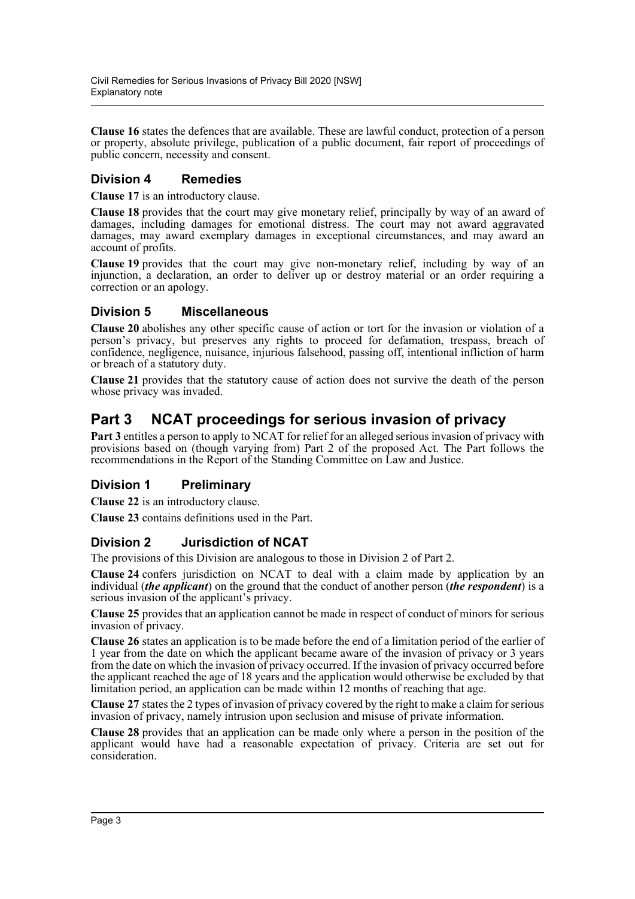**Clause 16** states the defences that are available. These are lawful conduct, protection of a person or property, absolute privilege, publication of a public document, fair report of proceedings of public concern, necessity and consent.

### Division 4 Remedies

**Clause 17** is an introductory clause.

**Clause 18** provides that the court may give monetary relief, principally by way of an award of damages, including damages for emotional distress. The court may not award aggravated damages, may award exemplary damages in exceptional circumstances, and may award an account of profits.

**Clause 19** provides that the court may give non-monetary relief, including by way of an injunction, a declaration, an order to deliver up or destroy material or an order requiring a correction or an apology.

### Division 5 Miscellaneous

**Clause 20** abolishes any other specific cause of action or tort for the invasion or violation of a person's privacy, but preserves any rights to proceed for defamation, trespass, breach of confidence, negligence, nuisance, injurious falsehood, passing off, intentional infliction of harm or breach of a statutory duty.

**Clause 21** provides that the statutory cause of action does not survive the death of the person whose privacy was invaded.

## Part 3 NCAT proceedings for serious invasion of privacy

**Part 3** entitles a person to apply to NCAT for relief for an alleged serious invasion of privacy with provisions based on (though varying from) Part 2 of the proposed Act. The Part follows the recommendations in the Report of the Standing Committee on Law and Justice.

### Division 1 Preliminary

**Clause 22** is an introductory clause.

**Clause 23** contains definitions used in the Part.

### Division 2 Jurisdiction of NCAT

The provisions of this Division are analogous to those in Division 2 of Part 2.

**Clause 24** confers jurisdiction on NCAT to deal with a claim made by application by an individual (***the applicant***) on the ground that the conduct of another person (***the respondent***) is a serious invasion of the applicant's privacy.

**Clause 25** provides that an application cannot be made in respect of conduct of minors for serious invasion of privacy.

**Clause 26** states an application is to be made before the end of a limitation period of the earlier of 1 year from the date on which the applicant became aware of the invasion of privacy or 3 years from the date on which the invasion of privacy occurred. If the invasion of privacy occurred before the applicant reached the age of 18 years and the application would otherwise be excluded by that limitation period, an application can be made within 12 months of reaching that age.

**Clause 27** states the 2 types of invasion of privacy covered by the right to make a claim for serious invasion of privacy, namely intrusion upon seclusion and misuse of private information.

**Clause 28** provides that an application can be made only where a person in the position of the applicant would have had a reasonable expectation of privacy. Criteria are set out for consideration.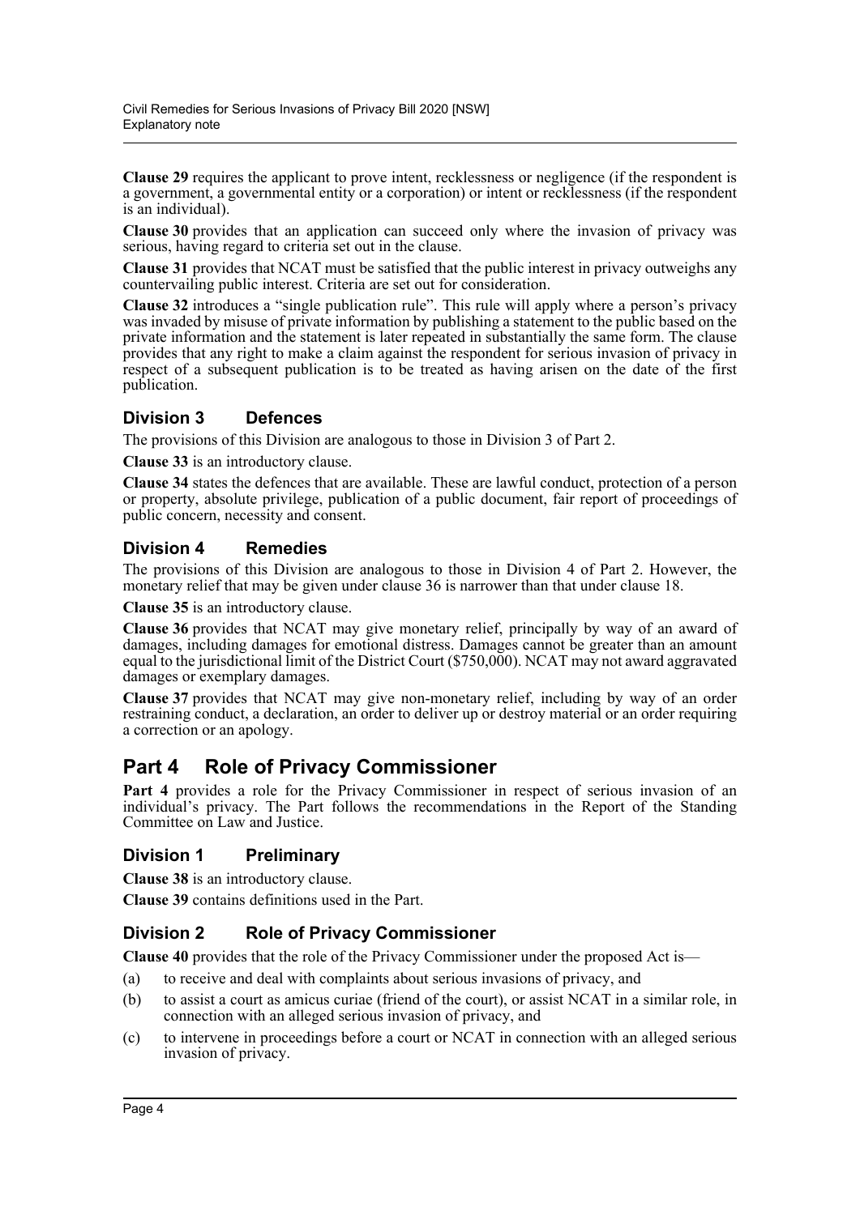**Clause 29** requires the applicant to prove intent, recklessness or negligence (if the respondent is a government, a governmental entity or a corporation) or intent or recklessness (if the respondent is an individual).

**Clause 30** provides that an application can succeed only where the invasion of privacy was serious, having regard to criteria set out in the clause.

**Clause 31** provides that NCAT must be satisfied that the public interest in privacy outweighs any countervailing public interest. Criteria are set out for consideration.

**Clause 32** introduces a "single publication rule". This rule will apply where a person's privacy was invaded by misuse of private information by publishing a statement to the public based on the private information and the statement is later repeated in substantially the same form. The clause provides that any right to make a claim against the respondent for serious invasion of privacy in respect of a subsequent publication is to be treated as having arisen on the date of the first publication.

### Division 3 Defences

The provisions of this Division are analogous to those in Division 3 of Part 2.

**Clause 33** is an introductory clause.

**Clause 34** states the defences that are available. These are lawful conduct, protection of a person or property, absolute privilege, publication of a public document, fair report of proceedings of public concern, necessity and consent.

### Division 4 Remedies

The provisions of this Division are analogous to those in Division 4 of Part 2. However, the monetary relief that may be given under clause 36 is narrower than that under clause 18.

**Clause 35** is an introductory clause.

**Clause 36** provides that NCAT may give monetary relief, principally by way of an award of damages, including damages for emotional distress. Damages cannot be greater than an amount equal to the jurisdictional limit of the District Court ($750,000). NCAT may not award aggravated damages or exemplary damages.

**Clause 37** provides that NCAT may give non-monetary relief, including by way of an order restraining conduct, a declaration, an order to deliver up or destroy material or an order requiring a correction or an apology.

## Part 4 Role of Privacy Commissioner

**Part 4** provides a role for the Privacy Commissioner in respect of serious invasion of an individual's privacy. The Part follows the recommendations in the Report of the Standing Committee on Law and Justice.

### Division 1 Preliminary

**Clause 38** is an introductory clause.

**Clause 39** contains definitions used in the Part.

### Division 2 Role of Privacy Commissioner

**Clause 40** provides that the role of the Privacy Commissioner under the proposed Act is—

(a) to receive and deal with complaints about serious invasions of privacy, and

(b) to assist a court as amicus curiae (friend of the court), or assist NCAT in a similar role, in connection with an alleged serious invasion of privacy, and

(c) to intervene in proceedings before a court or NCAT in connection with an alleged serious invasion of privacy.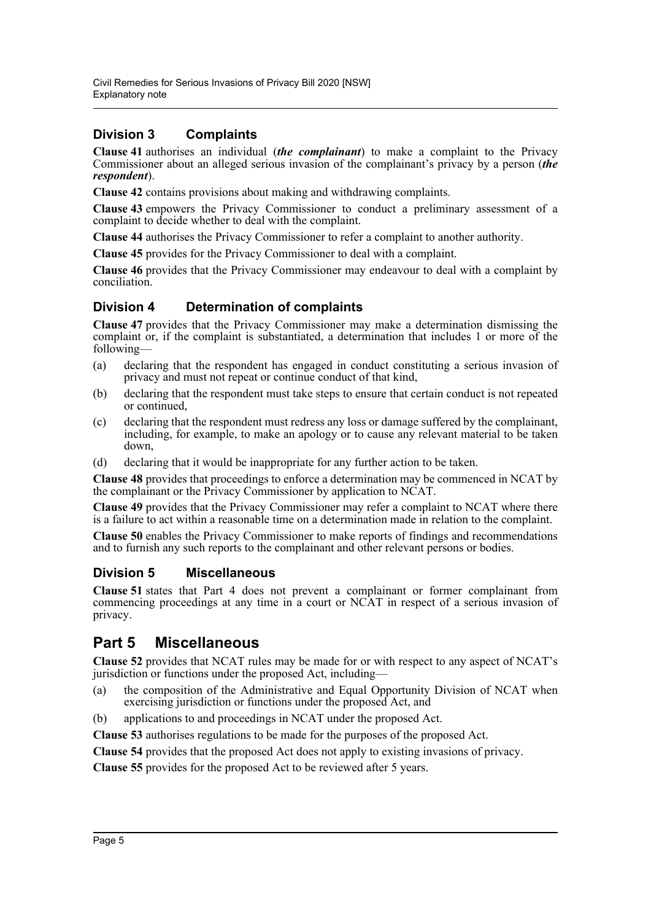## Division 3 Complaints

**Clause 41** authorises an individual (***the complainant***) to make a complaint to the Privacy Commissioner about an alleged serious invasion of the complainant's privacy by a person (***the respondent***).

**Clause 42** contains provisions about making and withdrawing complaints.

**Clause 43** empowers the Privacy Commissioner to conduct a preliminary assessment of a complaint to decide whether to deal with the complaint.

**Clause 44** authorises the Privacy Commissioner to refer a complaint to another authority.

**Clause 45** provides for the Privacy Commissioner to deal with a complaint.

**Clause 46** provides that the Privacy Commissioner may endeavour to deal with a complaint by conciliation.

## Division 4 Determination of complaints

**Clause 47** provides that the Privacy Commissioner may make a determination dismissing the complaint or, if the complaint is substantiated, a determination that includes 1 or more of the following—

(a) declaring that the respondent has engaged in conduct constituting a serious invasion of privacy and must not repeat or continue conduct of that kind,

(b) declaring that the respondent must take steps to ensure that certain conduct is not repeated or continued,

(c) declaring that the respondent must redress any loss or damage suffered by the complainant, including, for example, to make an apology or to cause any relevant material to be taken down,

(d) declaring that it would be inappropriate for any further action to be taken.

**Clause 48** provides that proceedings to enforce a determination may be commenced in NCAT by the complainant or the Privacy Commissioner by application to NCAT.

**Clause 49** provides that the Privacy Commissioner may refer a complaint to NCAT where there is a failure to act within a reasonable time on a determination made in relation to the complaint.

**Clause 50** enables the Privacy Commissioner to make reports of findings and recommendations and to furnish any such reports to the complainant and other relevant persons or bodies.

## Division 5 Miscellaneous

**Clause 51** states that Part 4 does not prevent a complainant or former complainant from commencing proceedings at any time in a court or NCAT in respect of a serious invasion of privacy.

# Part 5 Miscellaneous

**Clause 52** provides that NCAT rules may be made for or with respect to any aspect of NCAT's jurisdiction or functions under the proposed Act, including—

(a) the composition of the Administrative and Equal Opportunity Division of NCAT when exercising jurisdiction or functions under the proposed Act, and

(b) applications to and proceedings in NCAT under the proposed Act.

**Clause 53** authorises regulations to be made for the purposes of the proposed Act.

**Clause 54** provides that the proposed Act does not apply to existing invasions of privacy.

**Clause 55** provides for the proposed Act to be reviewed after 5 years.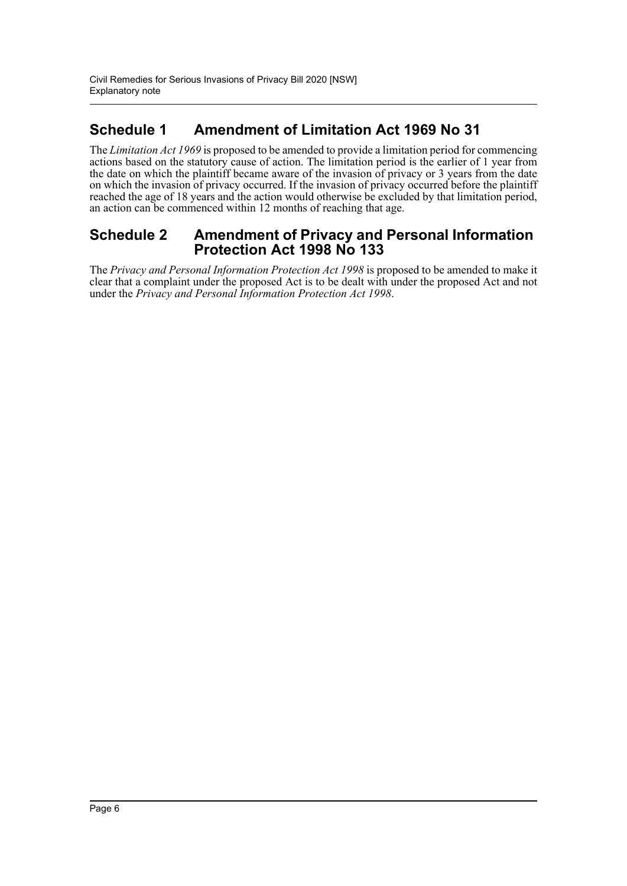## Schedule 1 Amendment of Limitation Act 1969 No 31

The *Limitation Act 1969* is proposed to be amended to provide a limitation period for commencing actions based on the statutory cause of action. The limitation period is the earlier of 1 year from the date on which the plaintiff became aware of the invasion of privacy or 3 years from the date on which the invasion of privacy occurred. If the invasion of privacy occurred before the plaintiff reached the age of 18 years and the action would otherwise be excluded by that limitation period, an action can be commenced within 12 months of reaching that age.

## Schedule 2 Amendment of Privacy and Personal Information Protection Act 1998 No 133

The *Privacy and Personal Information Protection Act 1998* is proposed to be amended to make it clear that a complaint under the proposed Act is to be dealt with under the proposed Act and not under the *Privacy and Personal Information Protection Act 1998*.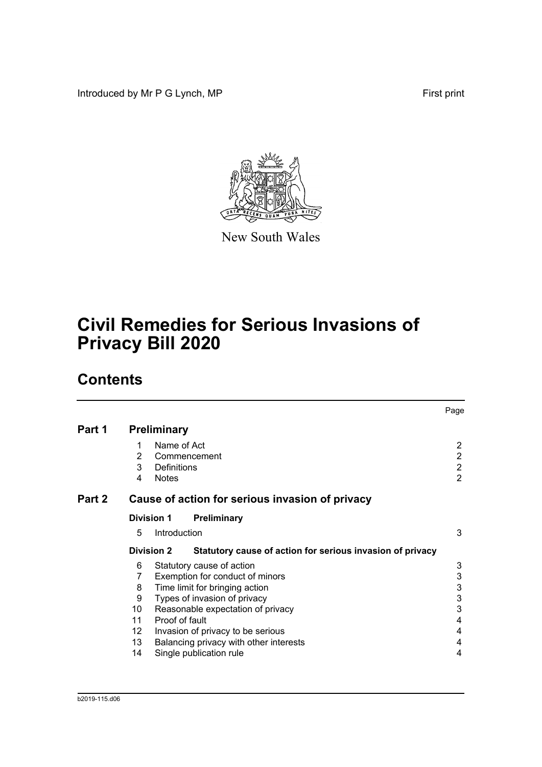Introduced by Mr P G Lynch, MP First print

New South Wales

# Civil Remedies for Serious Invasions of Privacy Bill 2020

## Contents

| | | | Page |
|---|---|---|---|
| **Part 1** | **Preliminary** | | |
| | 1 | Name of Act | 2 |
| | 2 | Commencement | 2 |
| | 3 | Definitions | 2 |
| | 4 | Notes | 2 |
| **Part 2** | **Cause of action for serious invasion of privacy** | | |
| | **Division 1** | **Preliminary** | |
| | 5 | Introduction | 3 |
| | **Division 2** | **Statutory cause of action for serious invasion of privacy** | |
| | 6 | Statutory cause of action | 3 |
| | 7 | Exemption for conduct of minors | 3 |
| | 8 | Time limit for bringing action | 3 |
| | 9 | Types of invasion of privacy | 3 |
| | 10 | Reasonable expectation of privacy | 3 |
| | 11 | Proof of fault | 4 |
| | 12 | Invasion of privacy to be serious | 4 |
| | 13 | Balancing privacy with other interests | 4 |
| | 14 | Single publication rule | 4 |

b2019-115.d06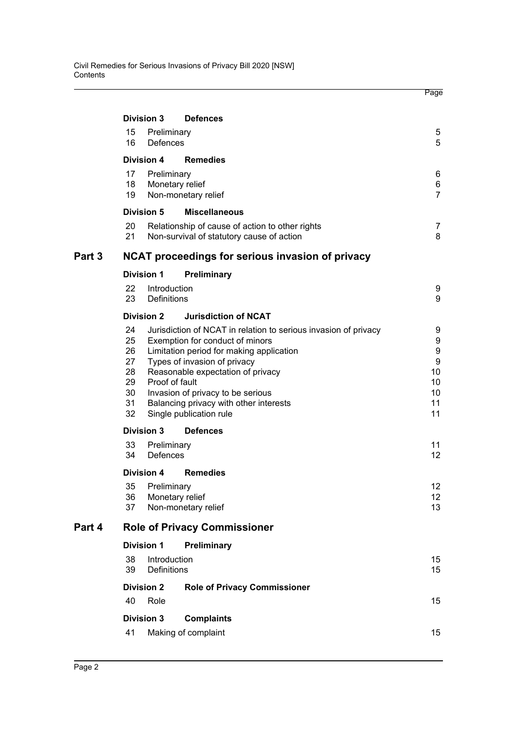| | | | Page |
|---|---|---|---|
| | **Division 3** | **Defences** | |
| | 15 | Preliminary | 5 |
| | 16 | Defences | 5 |
| | **Division 4** | **Remedies** | |
| | 17 | Preliminary | 6 |
| | 18 | Monetary relief | 6 |
| | 19 | Non-monetary relief | 7 |
| | **Division 5** | **Miscellaneous** | |
| | 20 | Relationship of cause of action to other rights | 7 |
| | 21 | Non-survival of statutory cause of action | 8 |
| **Part 3** | **NCAT proceedings for serious invasion of privacy** | | |
| | **Division 1** | **Preliminary** | |
| | 22 | Introduction | 9 |
| | 23 | Definitions | 9 |
| | **Division 2** | **Jurisdiction of NCAT** | |
| | 24 | Jurisdiction of NCAT in relation to serious invasion of privacy | 9 |
| | 25 | Exemption for conduct of minors | 9 |
| | 26 | Limitation period for making application | 9 |
| | 27 | Types of invasion of privacy | 9 |
| | 28 | Reasonable expectation of privacy | 10 |
| | 29 | Proof of fault | 10 |
| | 30 | Invasion of privacy to be serious | 10 |
| | 31 | Balancing privacy with other interests | 11 |
| | 32 | Single publication rule | 11 |
| | **Division 3** | **Defences** | |
| | 33 | Preliminary | 11 |
| | 34 | Defences | 12 |
| | **Division 4** | **Remedies** | |
| | 35 | Preliminary | 12 |
| | 36 | Monetary relief | 12 |
| | 37 | Non-monetary relief | 13 |
| **Part 4** | **Role of Privacy Commissioner** | | |
| | **Division 1** | **Preliminary** | |
| | 38 | Introduction | 15 |
| | 39 | Definitions | 15 |
| | **Division 2** | **Role of Privacy Commissioner** | |
| | 40 | Role | 15 |
| | **Division 3** | **Complaints** | |
| | 41 | Making of complaint | 15 |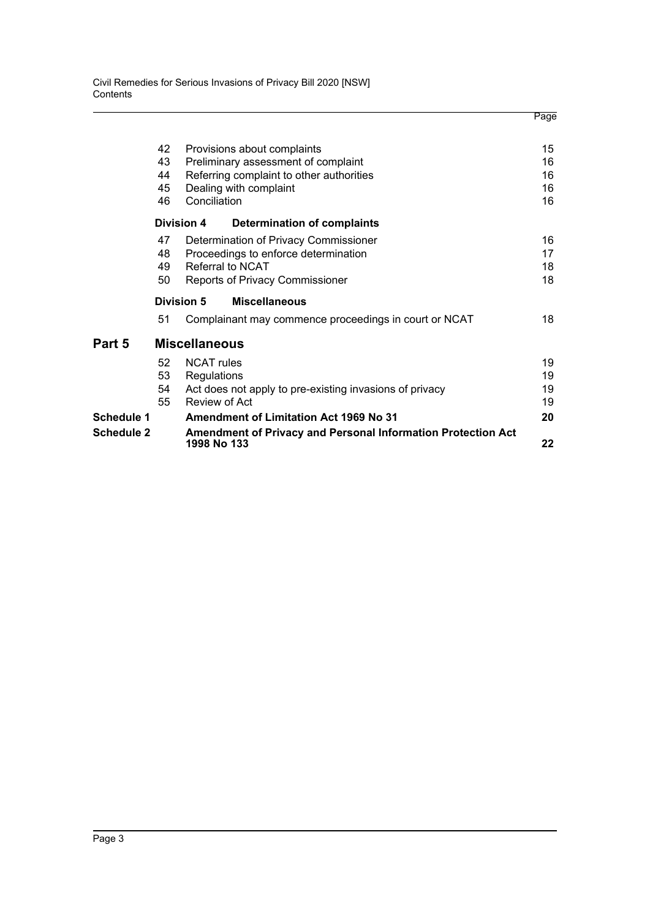| | | | Page |
|---|---|---|---|
| | 42 | Provisions about complaints | 15 |
| | 43 | Preliminary assessment of complaint | 16 |
| | 44 | Referring complaint to other authorities | 16 |
| | 45 | Dealing with complaint | 16 |
| | 46 | Conciliation | 16 |
| | **Division 4** | **Determination of complaints** | |
| | 47 | Determination of Privacy Commissioner | 16 |
| | 48 | Proceedings to enforce determination | 17 |
| | 49 | Referral to NCAT | 18 |
| | 50 | Reports of Privacy Commissioner | 18 |
| | **Division 5** | **Miscellaneous** | |
| | 51 | Complainant may commence proceedings in court or NCAT | 18 |
| **Part 5** | | **Miscellaneous** | |
| | 52 | NCAT rules | 19 |
| | 53 | Regulations | 19 |
| | 54 | Act does not apply to pre-existing invasions of privacy | 19 |
| | 55 | Review of Act | 19 |
| **Schedule 1** | | **Amendment of Limitation Act 1969 No 31** | **20** |
| **Schedule 2** | | **Amendment of Privacy and Personal Information Protection Act 1998 No 133** | **22** |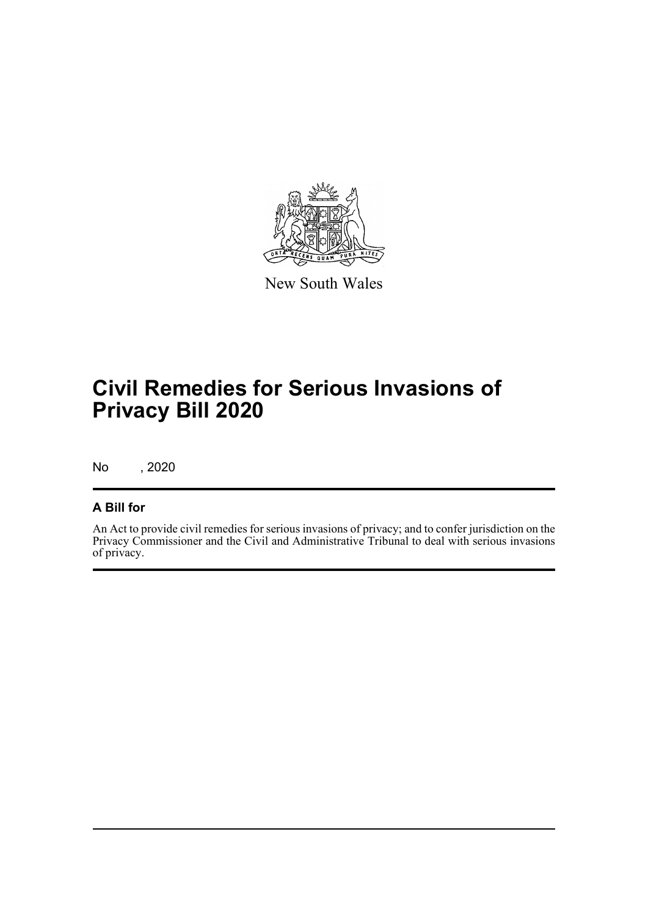New South Wales

# Civil Remedies for Serious Invasions of Privacy Bill 2020

No , 2020

## A Bill for

An Act to provide civil remedies for serious invasions of privacy; and to confer jurisdiction on the Privacy Commissioner and the Civil and Administrative Tribunal to deal with serious invasions of privacy.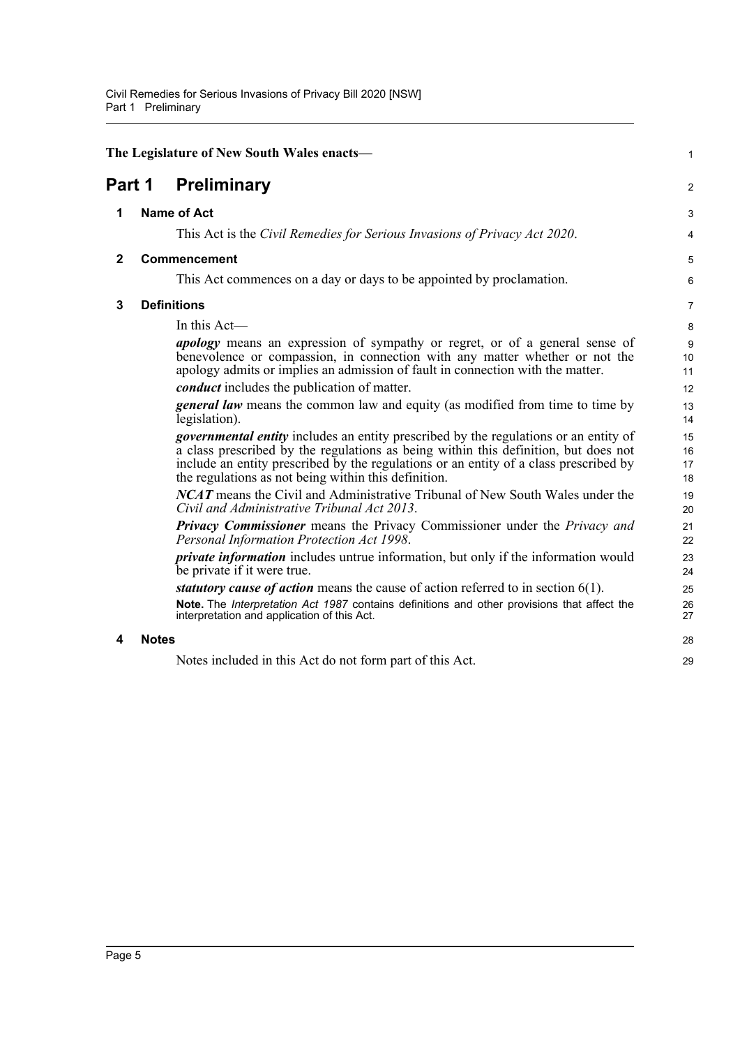**The Legislature of New South Wales enacts—**

# Part 1 Preliminary

## 1 Name of Act

This Act is the *Civil Remedies for Serious Invasions of Privacy Act 2020*.

## 2 Commencement

This Act commences on a day or days to be appointed by proclamation.

## 3 Definitions

In this Act—

***apology*** means an expression of sympathy or regret, or of a general sense of benevolence or compassion, in connection with any matter whether or not the apology admits or implies an admission of fault in connection with the matter.

***conduct*** includes the publication of matter.

***general law*** means the common law and equity (as modified from time to time by legislation).

***governmental entity*** includes an entity prescribed by the regulations or an entity of a class prescribed by the regulations as being within this definition, but does not include an entity prescribed by the regulations or an entity of a class prescribed by the regulations as not being within this definition.

***NCAT*** means the Civil and Administrative Tribunal of New South Wales under the *Civil and Administrative Tribunal Act 2013*.

***Privacy Commissioner*** means the Privacy Commissioner under the *Privacy and Personal Information Protection Act 1998*.

***private information*** includes untrue information, but only if the information would be private if it were true.

***statutory cause of action*** means the cause of action referred to in section 6(1).

**Note.** The *Interpretation Act 1987* contains definitions and other provisions that affect the interpretation and application of this Act.

## 4 Notes

Notes included in this Act do not form part of this Act.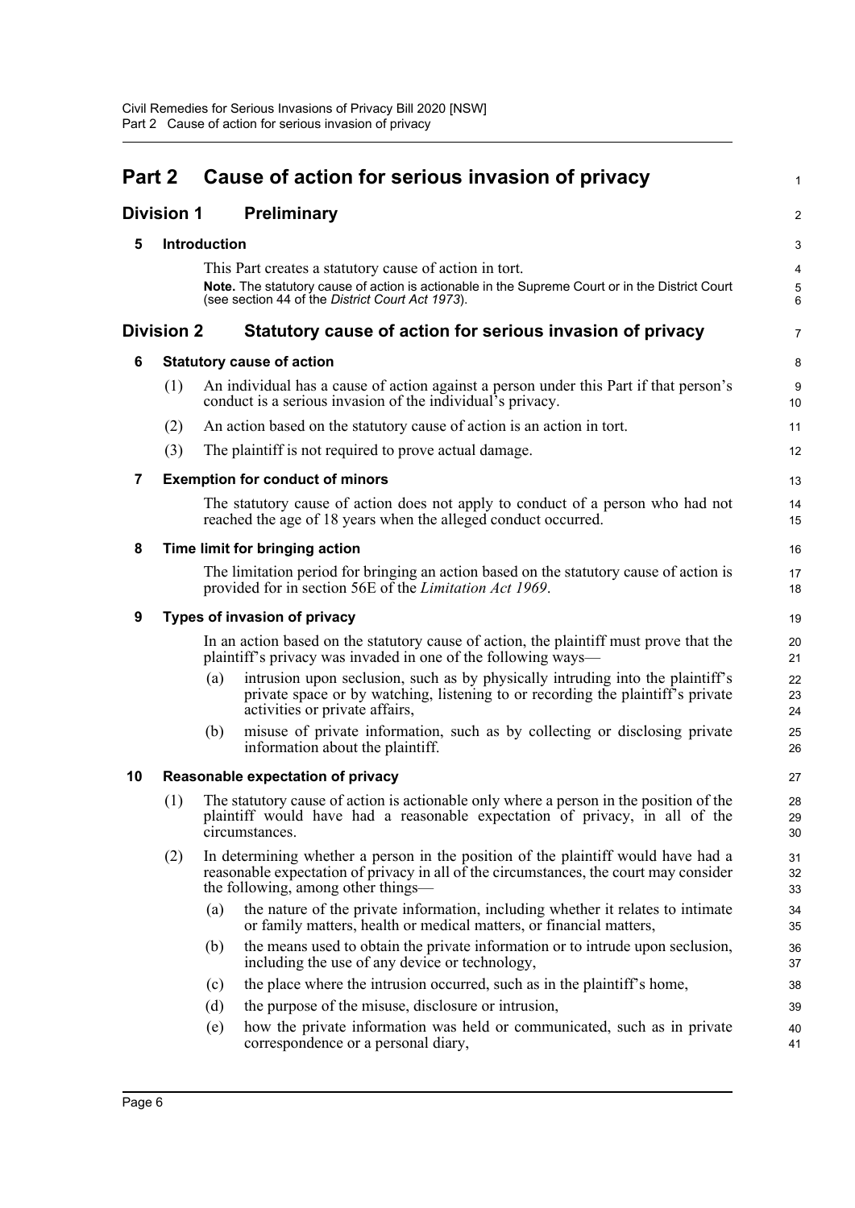# Part 2 Cause of action for serious invasion of privacy

## Division 1 Preliminary

### 5 Introduction

This Part creates a statutory cause of action in tort.

**Note.** The statutory cause of action is actionable in the Supreme Court or in the District Court (see section 44 of the *District Court Act 1973*).

## Division 2 Statutory cause of action for serious invasion of privacy

### 6 Statutory cause of action

(1) An individual has a cause of action against a person under this Part if that person's conduct is a serious invasion of the individual's privacy.

(2) An action based on the statutory cause of action is an action in tort.

(3) The plaintiff is not required to prove actual damage.

### 7 Exemption for conduct of minors

The statutory cause of action does not apply to conduct of a person who had not reached the age of 18 years when the alleged conduct occurred.

### 8 Time limit for bringing action

The limitation period for bringing an action based on the statutory cause of action is provided for in section 56E of the *Limitation Act 1969*.

### 9 Types of invasion of privacy

In an action based on the statutory cause of action, the plaintiff must prove that the plaintiff's privacy was invaded in one of the following ways—

(a) intrusion upon seclusion, such as by physically intruding into the plaintiff's private space or by watching, listening to or recording the plaintiff's private activities or private affairs,

(b) misuse of private information, such as by collecting or disclosing private information about the plaintiff.

### 10 Reasonable expectation of privacy

(1) The statutory cause of action is actionable only where a person in the position of the plaintiff would have had a reasonable expectation of privacy, in all of the circumstances.

(2) In determining whether a person in the position of the plaintiff would have had a reasonable expectation of privacy in all of the circumstances, the court may consider the following, among other things—

(a) the nature of the private information, including whether it relates to intimate or family matters, health or medical matters, or financial matters,

(b) the means used to obtain the private information or to intrude upon seclusion, including the use of any device or technology,

(c) the place where the intrusion occurred, such as in the plaintiff's home,

(d) the purpose of the misuse, disclosure or intrusion,

(e) how the private information was held or communicated, such as in private correspondence or a personal diary,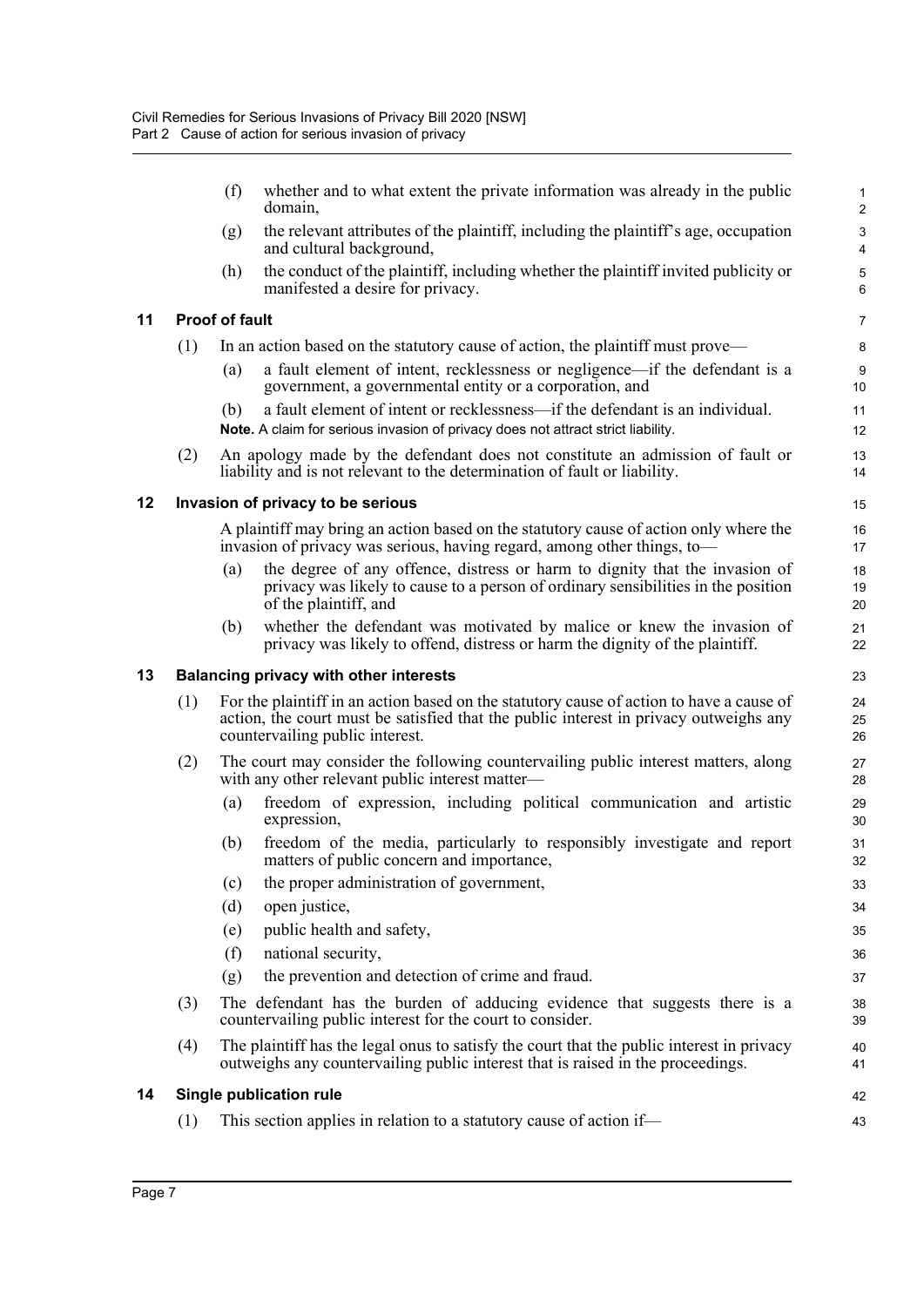(f) whether and to what extent the private information was already in the public domain,

(g) the relevant attributes of the plaintiff, including the plaintiff's age, occupation and cultural background,

(h) the conduct of the plaintiff, including whether the plaintiff invited publicity or manifested a desire for privacy.

### 11 Proof of fault

(1) In an action based on the statutory cause of action, the plaintiff must prove—

(a) a fault element of intent, recklessness or negligence—if the defendant is a government, a governmental entity or a corporation, and

(b) a fault element of intent or recklessness—if the defendant is an individual.

**Note.** A claim for serious invasion of privacy does not attract strict liability.

(2) An apology made by the defendant does not constitute an admission of fault or liability and is not relevant to the determination of fault or liability.

### 12 Invasion of privacy to be serious

A plaintiff may bring an action based on the statutory cause of action only where the invasion of privacy was serious, having regard, among other things, to—

(a) the degree of any offence, distress or harm to dignity that the invasion of privacy was likely to cause to a person of ordinary sensibilities in the position of the plaintiff, and

(b) whether the defendant was motivated by malice or knew the invasion of privacy was likely to offend, distress or harm the dignity of the plaintiff.

### 13 Balancing privacy with other interests

(1) For the plaintiff in an action based on the statutory cause of action to have a cause of action, the court must be satisfied that the public interest in privacy outweighs any countervailing public interest.

(2) The court may consider the following countervailing public interest matters, along with any other relevant public interest matter—

(a) freedom of expression, including political communication and artistic expression,

(b) freedom of the media, particularly to responsibly investigate and report matters of public concern and importance,

(c) the proper administration of government,

(d) open justice,

(e) public health and safety,

(f) national security,

(g) the prevention and detection of crime and fraud.

(3) The defendant has the burden of adducing evidence that suggests there is a countervailing public interest for the court to consider.

(4) The plaintiff has the legal onus to satisfy the court that the public interest in privacy outweighs any countervailing public interest that is raised in the proceedings.

### 14 Single publication rule

(1) This section applies in relation to a statutory cause of action if—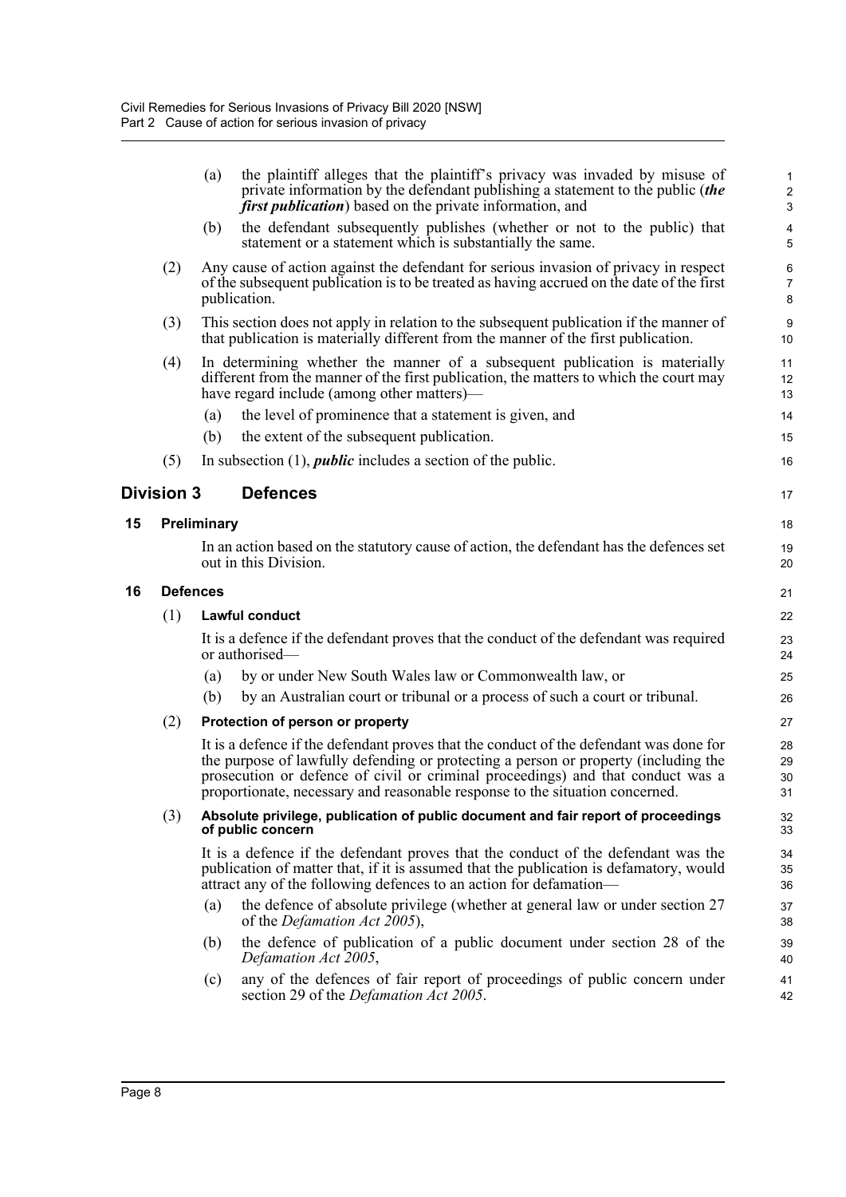(a) the plaintiff alleges that the plaintiff's privacy was invaded by misuse of private information by the defendant publishing a statement to the public (***the first publication***) based on the private information, and

(b) the defendant subsequently publishes (whether or not to the public) that statement or a statement which is substantially the same.

(2) Any cause of action against the defendant for serious invasion of privacy in respect of the subsequent publication is to be treated as having accrued on the date of the first publication.

(3) This section does not apply in relation to the subsequent publication if the manner of that publication is materially different from the manner of the first publication.

(4) In determining whether the manner of a subsequent publication is materially different from the manner of the first publication, the matters to which the court may have regard include (among other matters)—

(a) the level of prominence that a statement is given, and

(b) the extent of the subsequent publication.

(5) In subsection (1), ***public*** includes a section of the public.

## Division 3 Defences

### 15 Preliminary

In an action based on the statutory cause of action, the defendant has the defences set out in this Division.

### 16 Defences

(1) **Lawful conduct**

It is a defence if the defendant proves that the conduct of the defendant was required or authorised—

(a) by or under New South Wales law or Commonwealth law, or

(b) by an Australian court or tribunal or a process of such a court or tribunal.

(2) **Protection of person or property**

It is a defence if the defendant proves that the conduct of the defendant was done for the purpose of lawfully defending or protecting a person or property (including the prosecution or defence of civil or criminal proceedings) and that conduct was a proportionate, necessary and reasonable response to the situation concerned.

(3) **Absolute privilege, publication of public document and fair report of proceedings of public concern**

It is a defence if the defendant proves that the conduct of the defendant was the publication of matter that, if it is assumed that the publication is defamatory, would attract any of the following defences to an action for defamation—

(a) the defence of absolute privilege (whether at general law or under section 27 of the *Defamation Act 2005*),

(b) the defence of publication of a public document under section 28 of the *Defamation Act 2005*,

(c) any of the defences of fair report of proceedings of public concern under section 29 of the *Defamation Act 2005*.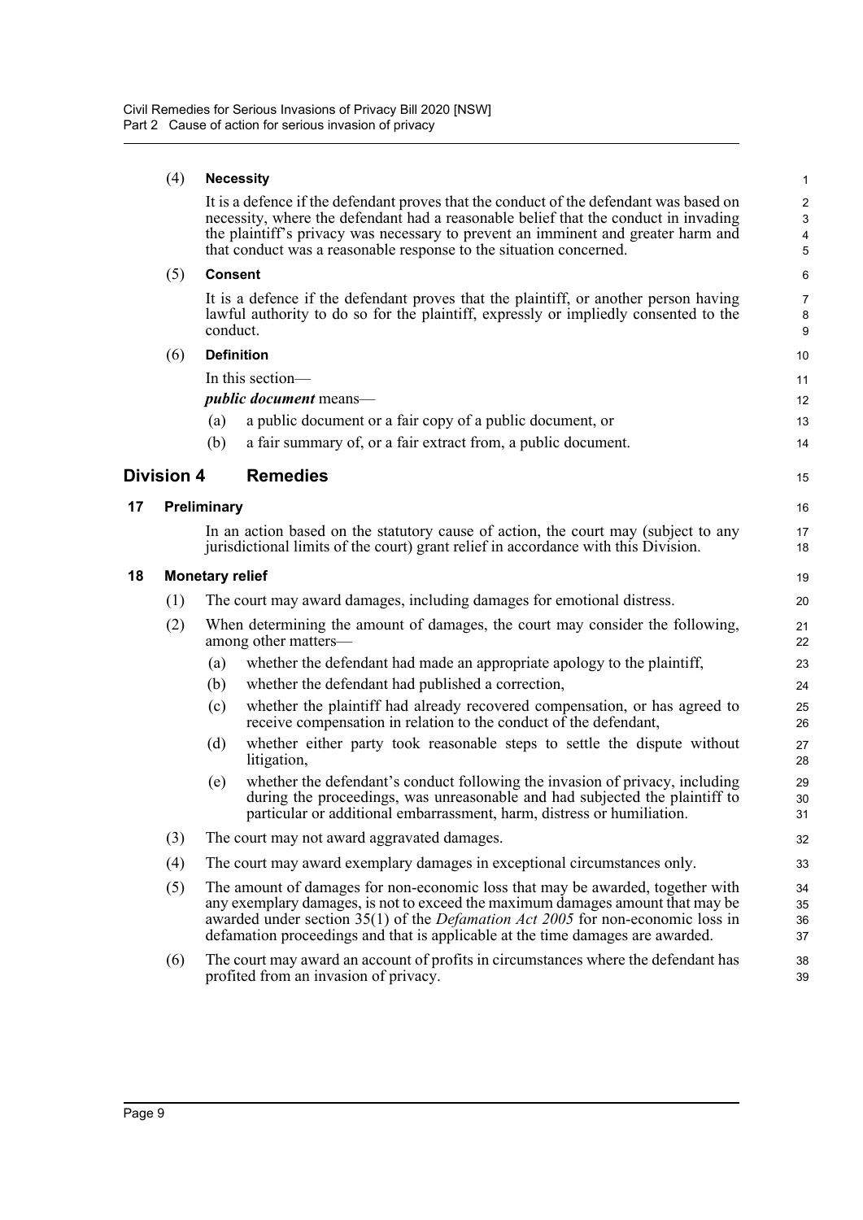(4) **Necessity**

It is a defence if the defendant proves that the conduct of the defendant was based on necessity, where the defendant had a reasonable belief that the conduct in invading the plaintiff's privacy was necessary to prevent an imminent and greater harm and that conduct was a reasonable response to the situation concerned.

(5) **Consent**

It is a defence if the defendant proves that the plaintiff, or another person having lawful authority to do so for the plaintiff, expressly or impliedly consented to the conduct.

(6) **Definition**

In this section—

***public document*** means—

(a) a public document or a fair copy of a public document, or

(b) a fair summary of, or a fair extract from, a public document.

## Division 4 Remedies

### 17 Preliminary

In an action based on the statutory cause of action, the court may (subject to any jurisdictional limits of the court) grant relief in accordance with this Division.

### 18 Monetary relief

(1) The court may award damages, including damages for emotional distress.

(2) When determining the amount of damages, the court may consider the following, among other matters—

(a) whether the defendant had made an appropriate apology to the plaintiff,

(b) whether the defendant had published a correction,

(c) whether the plaintiff had already recovered compensation, or has agreed to receive compensation in relation to the conduct of the defendant,

(d) whether either party took reasonable steps to settle the dispute without litigation,

(e) whether the defendant's conduct following the invasion of privacy, including during the proceedings, was unreasonable and had subjected the plaintiff to particular or additional embarrassment, harm, distress or humiliation.

(3) The court may not award aggravated damages.

(4) The court may award exemplary damages in exceptional circumstances only.

(5) The amount of damages for non-economic loss that may be awarded, together with any exemplary damages, is not to exceed the maximum damages amount that may be awarded under section 35(1) of the *Defamation Act 2005* for non-economic loss in defamation proceedings and that is applicable at the time damages are awarded.

(6) The court may award an account of profits in circumstances where the defendant has profited from an invasion of privacy.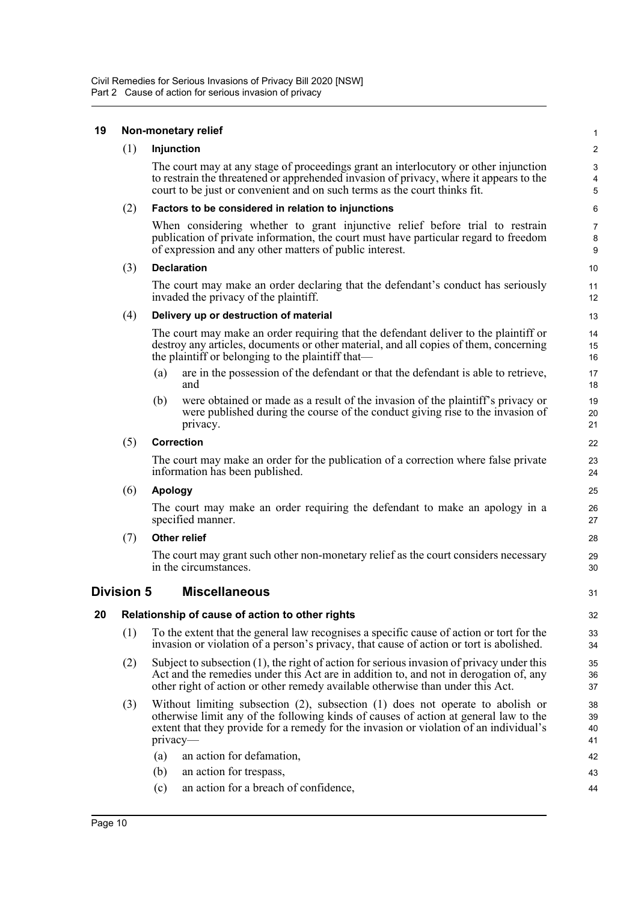## 19 Non-monetary relief

(1) **Injunction**

The court may at any stage of proceedings grant an interlocutory or other injunction to restrain the threatened or apprehended invasion of privacy, where it appears to the court to be just or convenient and on such terms as the court thinks fit.

(2) **Factors to be considered in relation to injunctions**

When considering whether to grant injunctive relief before trial to restrain publication of private information, the court must have particular regard to freedom of expression and any other matters of public interest.

(3) **Declaration**

The court may make an order declaring that the defendant's conduct has seriously invaded the privacy of the plaintiff.

(4) **Delivery up or destruction of material**

The court may make an order requiring that the defendant deliver to the plaintiff or destroy any articles, documents or other material, and all copies of them, concerning the plaintiff or belonging to the plaintiff that—

(a) are in the possession of the defendant or that the defendant is able to retrieve, and

(b) were obtained or made as a result of the invasion of the plaintiff's privacy or were published during the course of the conduct giving rise to the invasion of privacy.

(5) **Correction**

The court may make an order for the publication of a correction where false private information has been published.

(6) **Apology**

The court may make an order requiring the defendant to make an apology in a specified manner.

(7) **Other relief**

The court may grant such other non-monetary relief as the court considers necessary in the circumstances.

# Division 5 Miscellaneous

## 20 Relationship of cause of action to other rights

(1) To the extent that the general law recognises a specific cause of action or tort for the invasion or violation of a person's privacy, that cause of action or tort is abolished.

(2) Subject to subsection (1), the right of action for serious invasion of privacy under this Act and the remedies under this Act are in addition to, and not in derogation of, any other right of action or other remedy available otherwise than under this Act.

(3) Without limiting subsection (2), subsection (1) does not operate to abolish or otherwise limit any of the following kinds of causes of action at general law to the extent that they provide for a remedy for the invasion or violation of an individual's privacy—

(a) an action for defamation,

(b) an action for trespass,

(c) an action for a breach of confidence,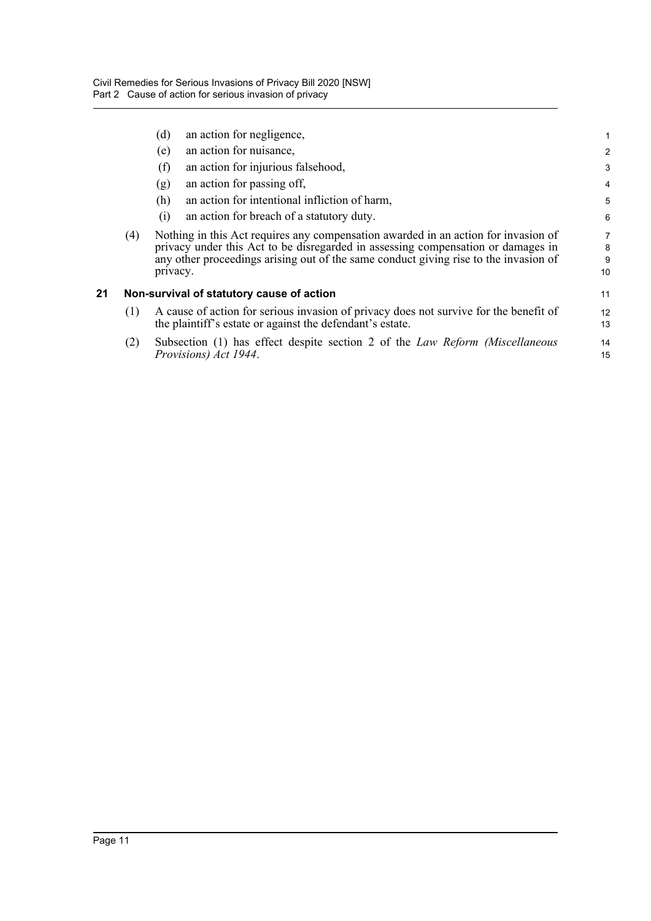(d) an action for negligence,

(e) an action for nuisance,

(f) an action for injurious falsehood,

(g) an action for passing off,

(h) an action for intentional infliction of harm,

(i) an action for breach of a statutory duty.

(4) Nothing in this Act requires any compensation awarded in an action for invasion of privacy under this Act to be disregarded in assessing compensation or damages in any other proceedings arising out of the same conduct giving rise to the invasion of privacy.

## 21 Non-survival of statutory cause of action

(1) A cause of action for serious invasion of privacy does not survive for the benefit of the plaintiff's estate or against the defendant's estate.

(2) Subsection (1) has effect despite section 2 of the *Law Reform (Miscellaneous Provisions) Act 1944*.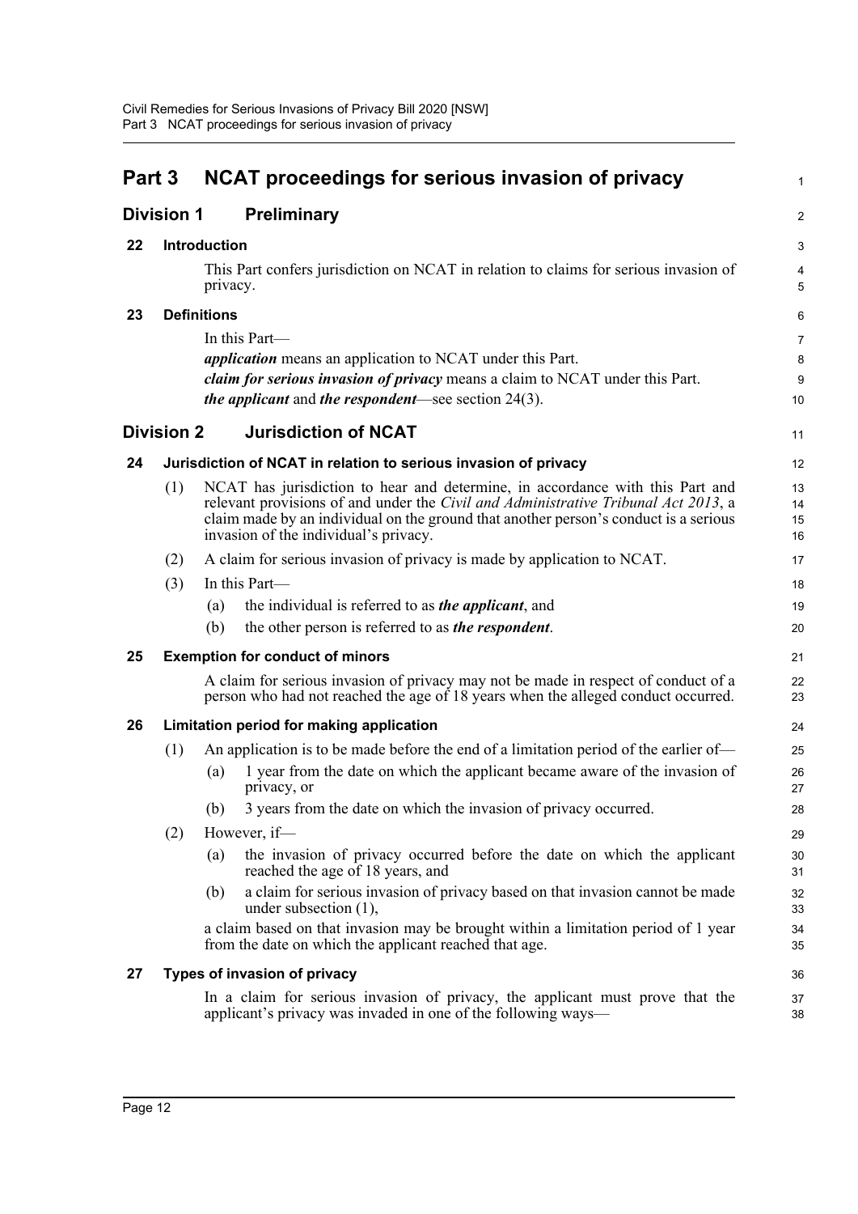# Part 3 NCAT proceedings for serious invasion of privacy

## Division 1 Preliminary

### 22 Introduction

This Part confers jurisdiction on NCAT in relation to claims for serious invasion of privacy.

### 23 Definitions

In this Part—

***application*** means an application to NCAT under this Part.

***claim for serious invasion of privacy*** means a claim to NCAT under this Part.

***the applicant*** and ***the respondent***—see section 24(3).

## Division 2 Jurisdiction of NCAT

### 24 Jurisdiction of NCAT in relation to serious invasion of privacy

(1) NCAT has jurisdiction to hear and determine, in accordance with this Part and relevant provisions of and under the *Civil and Administrative Tribunal Act 2013*, a claim made by an individual on the ground that another person's conduct is a serious invasion of the individual's privacy.

(2) A claim for serious invasion of privacy is made by application to NCAT.

(3) In this Part—

(a) the individual is referred to as ***the applicant***, and

(b) the other person is referred to as ***the respondent***.

### 25 Exemption for conduct of minors

A claim for serious invasion of privacy may not be made in respect of conduct of a person who had not reached the age of 18 years when the alleged conduct occurred.

### 26 Limitation period for making application

(1) An application is to be made before the end of a limitation period of the earlier of—

(a) 1 year from the date on which the applicant became aware of the invasion of privacy, or

(b) 3 years from the date on which the invasion of privacy occurred.

(2) However, if—

(a) the invasion of privacy occurred before the date on which the applicant reached the age of 18 years, and

(b) a claim for serious invasion of privacy based on that invasion cannot be made under subsection (1),

a claim based on that invasion may be brought within a limitation period of 1 year from the date on which the applicant reached that age.

### 27 Types of invasion of privacy

In a claim for serious invasion of privacy, the applicant must prove that the applicant's privacy was invaded in one of the following ways—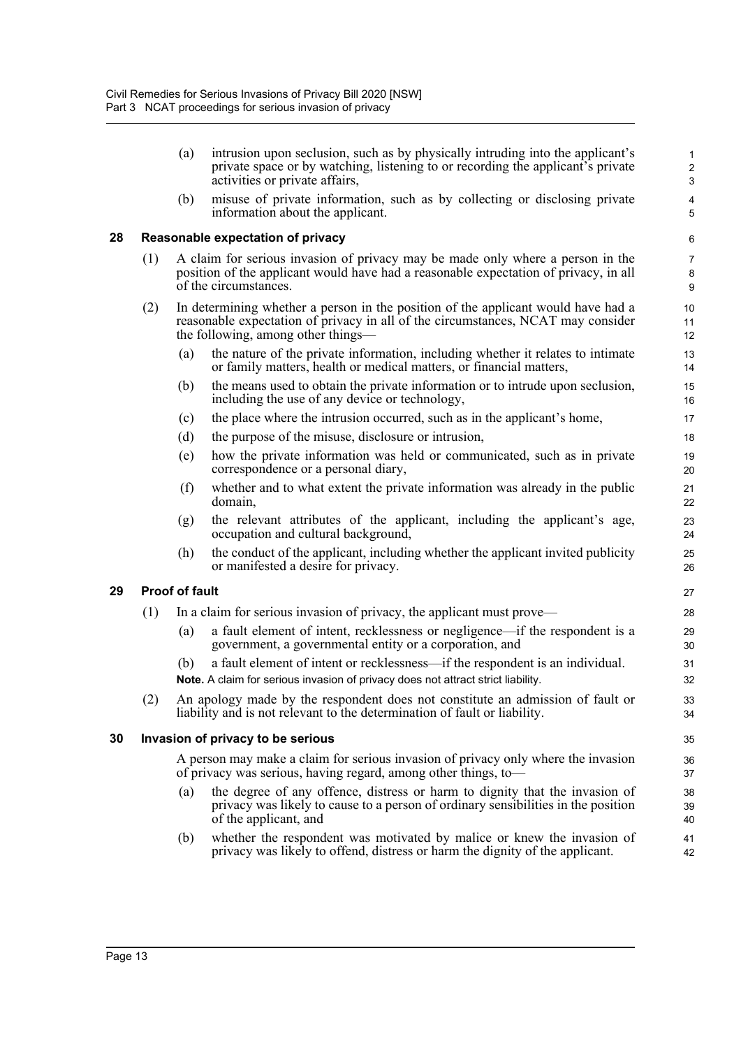(a) intrusion upon seclusion, such as by physically intruding into the applicant's private space or by watching, listening to or recording the applicant's private activities or private affairs,

(b) misuse of private information, such as by collecting or disclosing private information about the applicant.

### 28 Reasonable expectation of privacy

(1) A claim for serious invasion of privacy may be made only where a person in the position of the applicant would have had a reasonable expectation of privacy, in all of the circumstances.

(2) In determining whether a person in the position of the applicant would have had a reasonable expectation of privacy in all of the circumstances, NCAT may consider the following, among other things—

(a) the nature of the private information, including whether it relates to intimate or family matters, health or medical matters, or financial matters,

(b) the means used to obtain the private information or to intrude upon seclusion, including the use of any device or technology,

(c) the place where the intrusion occurred, such as in the applicant's home,

(d) the purpose of the misuse, disclosure or intrusion,

(e) how the private information was held or communicated, such as in private correspondence or a personal diary,

(f) whether and to what extent the private information was already in the public domain,

(g) the relevant attributes of the applicant, including the applicant's age, occupation and cultural background,

(h) the conduct of the applicant, including whether the applicant invited publicity or manifested a desire for privacy.

### 29 Proof of fault

(1) In a claim for serious invasion of privacy, the applicant must prove—

(a) a fault element of intent, recklessness or negligence—if the respondent is a government, a governmental entity or a corporation, and

(b) a fault element of intent or recklessness—if the respondent is an individual.

**Note.** A claim for serious invasion of privacy does not attract strict liability.

(2) An apology made by the respondent does not constitute an admission of fault or liability and is not relevant to the determination of fault or liability.

### 30 Invasion of privacy to be serious

A person may make a claim for serious invasion of privacy only where the invasion of privacy was serious, having regard, among other things, to—

(a) the degree of any offence, distress or harm to dignity that the invasion of privacy was likely to cause to a person of ordinary sensibilities in the position of the applicant, and

(b) whether the respondent was motivated by malice or knew the invasion of privacy was likely to offend, distress or harm the dignity of the applicant.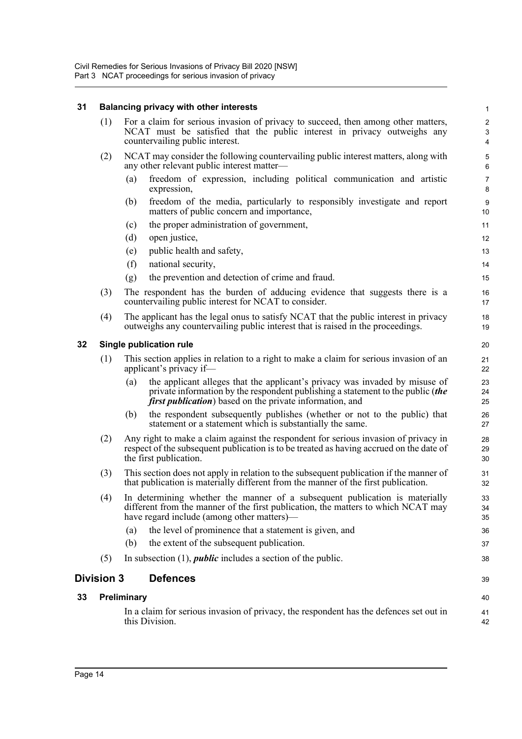### 31 Balancing privacy with other interests

(1) For a claim for serious invasion of privacy to succeed, then among other matters, NCAT must be satisfied that the public interest in privacy outweighs any countervailing public interest.

(2) NCAT may consider the following countervailing public interest matters, along with any other relevant public interest matter—

(a) freedom of expression, including political communication and artistic expression,

(b) freedom of the media, particularly to responsibly investigate and report matters of public concern and importance,

(c) the proper administration of government,

(d) open justice,

(e) public health and safety,

(f) national security,

(g) the prevention and detection of crime and fraud.

(3) The respondent has the burden of adducing evidence that suggests there is a countervailing public interest for NCAT to consider.

(4) The applicant has the legal onus to satisfy NCAT that the public interest in privacy outweighs any countervailing public interest that is raised in the proceedings.

### 32 Single publication rule

(1) This section applies in relation to a right to make a claim for serious invasion of an applicant's privacy if—

(a) the applicant alleges that the applicant's privacy was invaded by misuse of private information by the respondent publishing a statement to the public (***the first publication***) based on the private information, and

(b) the respondent subsequently publishes (whether or not to the public) that statement or a statement which is substantially the same.

(2) Any right to make a claim against the respondent for serious invasion of privacy in respect of the subsequent publication is to be treated as having accrued on the date of the first publication.

(3) This section does not apply in relation to the subsequent publication if the manner of that publication is materially different from the manner of the first publication.

(4) In determining whether the manner of a subsequent publication is materially different from the manner of the first publication, the matters to which NCAT may have regard include (among other matters)—

(a) the level of prominence that a statement is given, and

(b) the extent of the subsequent publication.

(5) In subsection (1), ***public*** includes a section of the public.

## Division 3 Defences

### 33 Preliminary

In a claim for serious invasion of privacy, the respondent has the defences set out in this Division.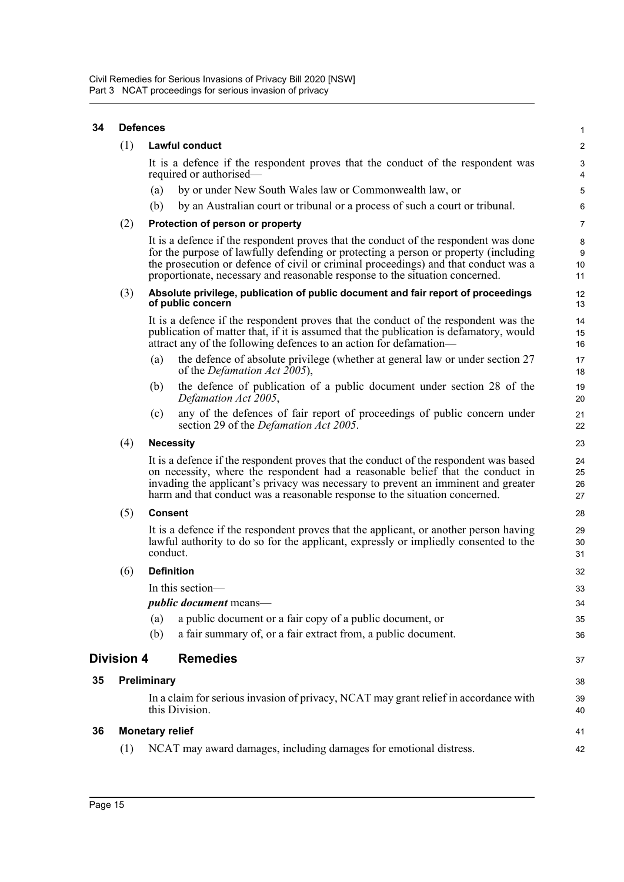## 34 Defences

(1) **Lawful conduct**

It is a defence if the respondent proves that the conduct of the respondent was required or authorised—

(a) by or under New South Wales law or Commonwealth law, or

(b) by an Australian court or tribunal or a process of such a court or tribunal.

(2) **Protection of person or property**

It is a defence if the respondent proves that the conduct of the respondent was done for the purpose of lawfully defending or protecting a person or property (including the prosecution or defence of civil or criminal proceedings) and that conduct was a proportionate, necessary and reasonable response to the situation concerned.

(3) **Absolute privilege, publication of public document and fair report of proceedings of public concern**

It is a defence if the respondent proves that the conduct of the respondent was the publication of matter that, if it is assumed that the publication is defamatory, would attract any of the following defences to an action for defamation—

(a) the defence of absolute privilege (whether at general law or under section 27 of the *Defamation Act 2005*),

(b) the defence of publication of a public document under section 28 of the *Defamation Act 2005*,

(c) any of the defences of fair report of proceedings of public concern under section 29 of the *Defamation Act 2005*.

(4) **Necessity**

It is a defence if the respondent proves that the conduct of the respondent was based on necessity, where the respondent had a reasonable belief that the conduct in invading the applicant's privacy was necessary to prevent an imminent and greater harm and that conduct was a reasonable response to the situation concerned.

(5) **Consent**

It is a defence if the respondent proves that the applicant, or another person having lawful authority to do so for the applicant, expressly or impliedly consented to the conduct.

(6) **Definition**

In this section—

***public document*** means—

(a) a public document or a fair copy of a public document, or

(b) a fair summary of, or a fair extract from, a public document.

# Division 4 Remedies

## 35 Preliminary

In a claim for serious invasion of privacy, NCAT may grant relief in accordance with this Division.

## 36 Monetary relief

(1) NCAT may award damages, including damages for emotional distress.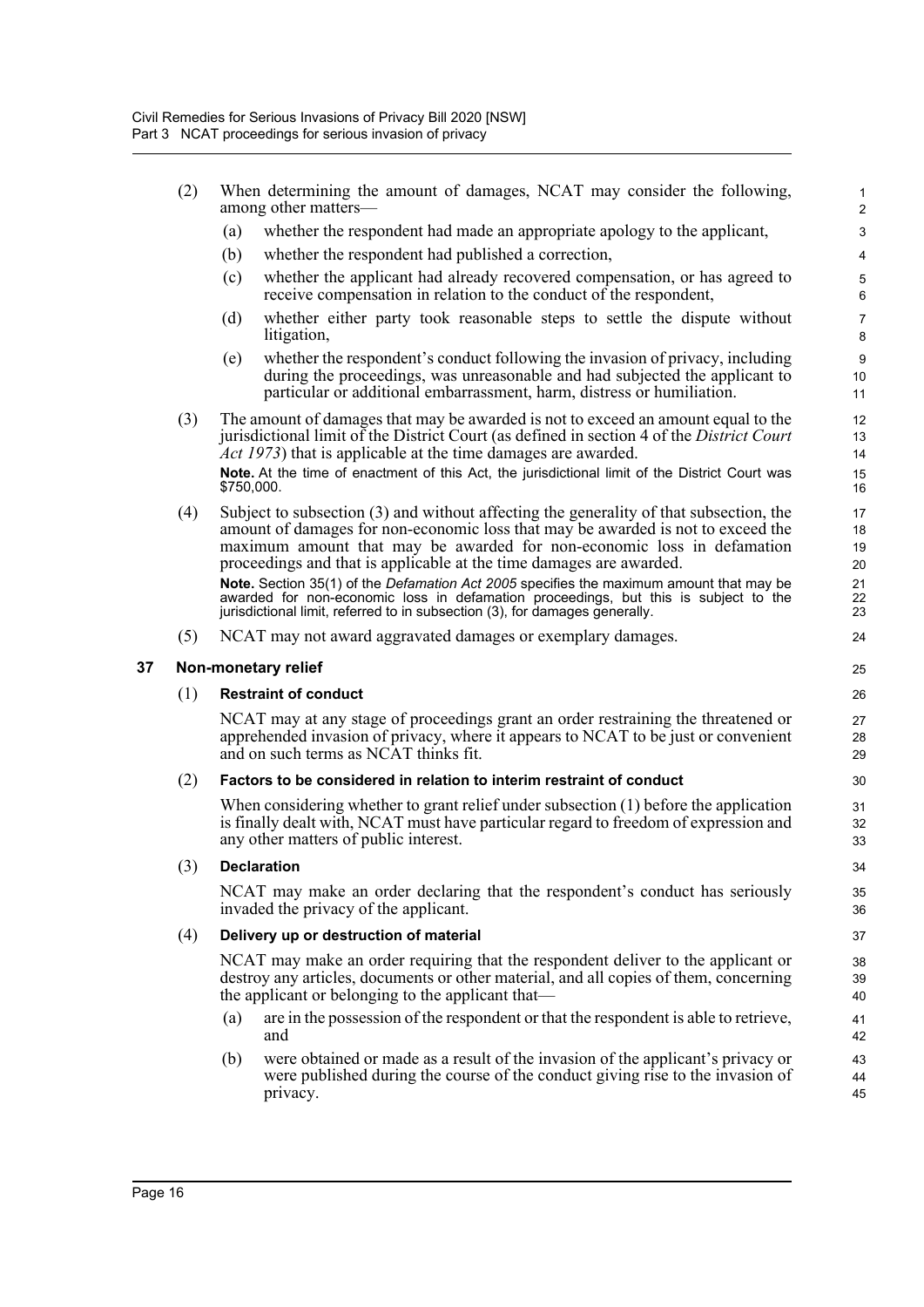(2) When determining the amount of damages, NCAT may consider the following, among other matters—

(a) whether the respondent had made an appropriate apology to the applicant,

(b) whether the respondent had published a correction,

(c) whether the applicant had already recovered compensation, or has agreed to receive compensation in relation to the conduct of the respondent,

(d) whether either party took reasonable steps to settle the dispute without litigation,

(e) whether the respondent's conduct following the invasion of privacy, including during the proceedings, was unreasonable and had subjected the applicant to particular or additional embarrassment, harm, distress or humiliation.

(3) The amount of damages that may be awarded is not to exceed an amount equal to the jurisdictional limit of the District Court (as defined in section 4 of the *District Court Act 1973*) that is applicable at the time damages are awarded.

**Note.** At the time of enactment of this Act, the jurisdictional limit of the District Court was $750,000.

(4) Subject to subsection (3) and without affecting the generality of that subsection, the amount of damages for non-economic loss that may be awarded is not to exceed the maximum amount that may be awarded for non-economic loss in defamation proceedings and that is applicable at the time damages are awarded.

**Note.** Section 35(1) of the *Defamation Act 2005* specifies the maximum amount that may be awarded for non-economic loss in defamation proceedings, but this is subject to the jurisdictional limit, referred to in subsection (3), for damages generally.

(5) NCAT may not award aggravated damages or exemplary damages.

## 37 Non-monetary relief

(1) **Restraint of conduct**

NCAT may at any stage of proceedings grant an order restraining the threatened or apprehended invasion of privacy, where it appears to NCAT to be just or convenient and on such terms as NCAT thinks fit.

(2) **Factors to be considered in relation to interim restraint of conduct**

When considering whether to grant relief under subsection (1) before the application is finally dealt with, NCAT must have particular regard to freedom of expression and any other matters of public interest.

(3) **Declaration**

NCAT may make an order declaring that the respondent's conduct has seriously invaded the privacy of the applicant.

(4) **Delivery up or destruction of material**

NCAT may make an order requiring that the respondent deliver to the applicant or destroy any articles, documents or other material, and all copies of them, concerning the applicant or belonging to the applicant that—

(a) are in the possession of the respondent or that the respondent is able to retrieve, and

(b) were obtained or made as a result of the invasion of the applicant's privacy or were published during the course of the conduct giving rise to the invasion of privacy.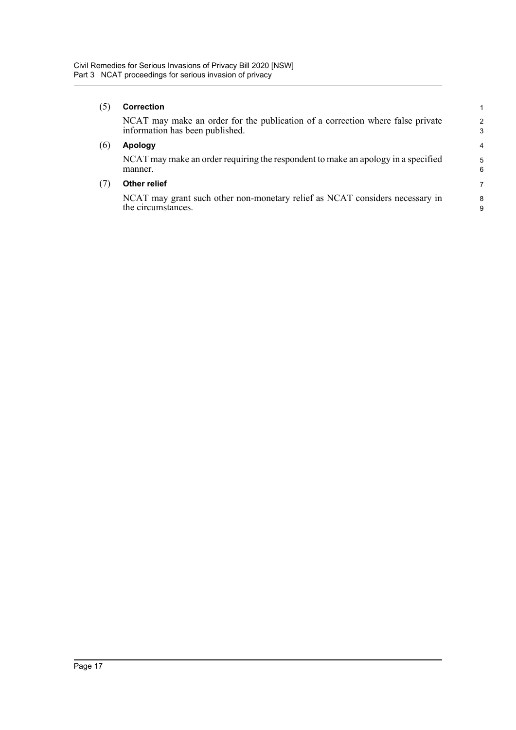(5) **Correction**

NCAT may make an order for the publication of a correction where false private information has been published.

(6) **Apology**

NCAT may make an order requiring the respondent to make an apology in a specified manner.

(7) **Other relief**

NCAT may grant such other non-monetary relief as NCAT considers necessary in the circumstances.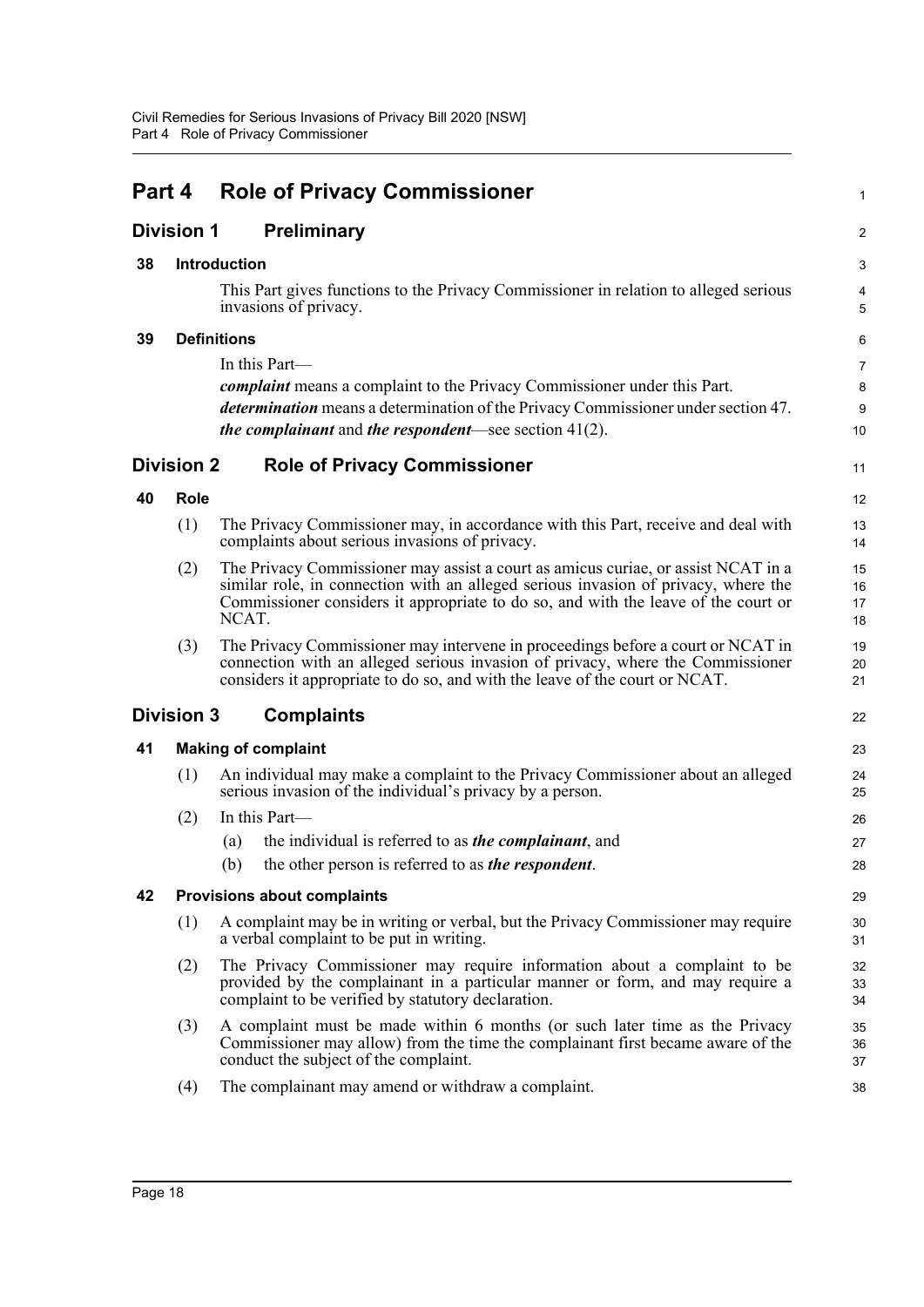# Part 4 Role of Privacy Commissioner

## Division 1 Preliminary

### 38 Introduction

This Part gives functions to the Privacy Commissioner in relation to alleged serious invasions of privacy.

### 39 Definitions

In this Part—

***complaint*** means a complaint to the Privacy Commissioner under this Part.

***determination*** means a determination of the Privacy Commissioner under section 47.

***the complainant*** and ***the respondent***—see section 41(2).

## Division 2 Role of Privacy Commissioner

### 40 Role

(1) The Privacy Commissioner may, in accordance with this Part, receive and deal with complaints about serious invasions of privacy.

(2) The Privacy Commissioner may assist a court as amicus curiae, or assist NCAT in a similar role, in connection with an alleged serious invasion of privacy, where the Commissioner considers it appropriate to do so, and with the leave of the court or NCAT.

(3) The Privacy Commissioner may intervene in proceedings before a court or NCAT in connection with an alleged serious invasion of privacy, where the Commissioner considers it appropriate to do so, and with the leave of the court or NCAT.

## Division 3 Complaints

### 41 Making of complaint

(1) An individual may make a complaint to the Privacy Commissioner about an alleged serious invasion of the individual's privacy by a person.

(2) In this Part—

(a) the individual is referred to as ***the complainant***, and

(b) the other person is referred to as ***the respondent***.

### 42 Provisions about complaints

(1) A complaint may be in writing or verbal, but the Privacy Commissioner may require a verbal complaint to be put in writing.

(2) The Privacy Commissioner may require information about a complaint to be provided by the complainant in a particular manner or form, and may require a complaint to be verified by statutory declaration.

(3) A complaint must be made within 6 months (or such later time as the Privacy Commissioner may allow) from the time the complainant first became aware of the conduct the subject of the complaint.

(4) The complainant may amend or withdraw a complaint.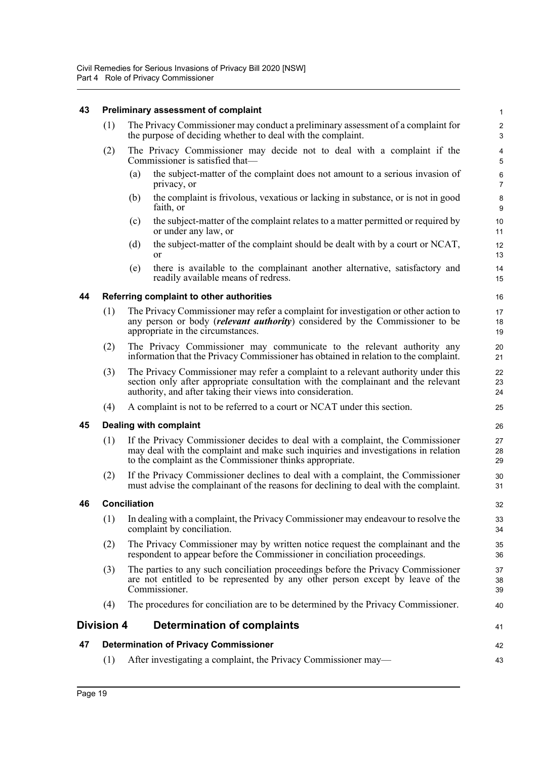### 43 Preliminary assessment of complaint

(1) The Privacy Commissioner may conduct a preliminary assessment of a complaint for the purpose of deciding whether to deal with the complaint.

(2) The Privacy Commissioner may decide not to deal with a complaint if the Commissioner is satisfied that—

(a) the subject-matter of the complaint does not amount to a serious invasion of privacy, or

(b) the complaint is frivolous, vexatious or lacking in substance, or is not in good faith, or

(c) the subject-matter of the complaint relates to a matter permitted or required by or under any law, or

(d) the subject-matter of the complaint should be dealt with by a court or NCAT, or

(e) there is available to the complainant another alternative, satisfactory and readily available means of redress.

### 44 Referring complaint to other authorities

(1) The Privacy Commissioner may refer a complaint for investigation or other action to any person or body (***relevant authority***) considered by the Commissioner to be appropriate in the circumstances.

(2) The Privacy Commissioner may communicate to the relevant authority any information that the Privacy Commissioner has obtained in relation to the complaint.

(3) The Privacy Commissioner may refer a complaint to a relevant authority under this section only after appropriate consultation with the complainant and the relevant authority, and after taking their views into consideration.

(4) A complaint is not to be referred to a court or NCAT under this section.

### 45 Dealing with complaint

(1) If the Privacy Commissioner decides to deal with a complaint, the Commissioner may deal with the complaint and make such inquiries and investigations in relation to the complaint as the Commissioner thinks appropriate.

(2) If the Privacy Commissioner declines to deal with a complaint, the Commissioner must advise the complainant of the reasons for declining to deal with the complaint.

### 46 Conciliation

(1) In dealing with a complaint, the Privacy Commissioner may endeavour to resolve the complaint by conciliation.

(2) The Privacy Commissioner may by written notice request the complainant and the respondent to appear before the Commissioner in conciliation proceedings.

(3) The parties to any such conciliation proceedings before the Privacy Commissioner are not entitled to be represented by any other person except by leave of the Commissioner.

(4) The procedures for conciliation are to be determined by the Privacy Commissioner.

## Division 4 Determination of complaints

### 47 Determination of Privacy Commissioner

(1) After investigating a complaint, the Privacy Commissioner may—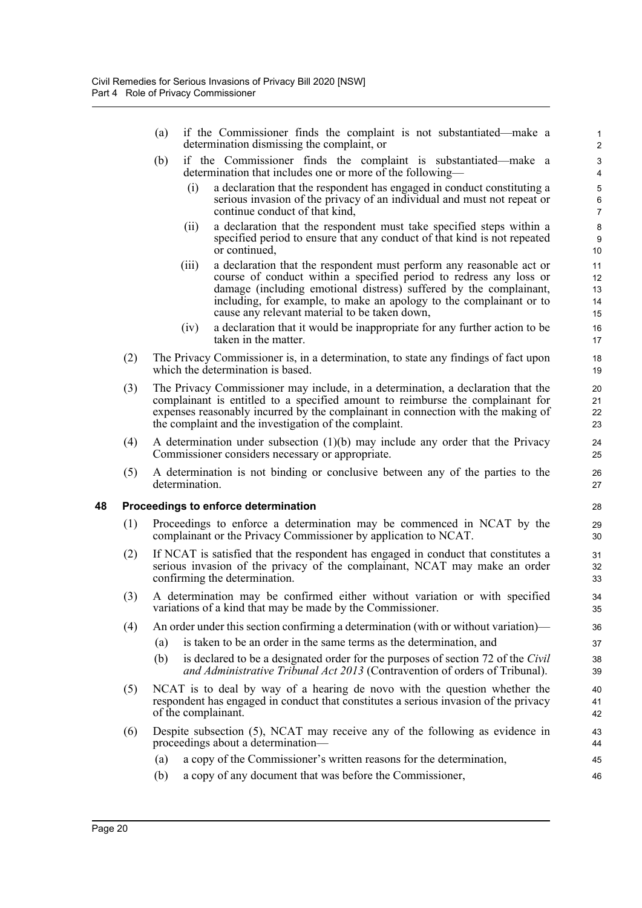(a) if the Commissioner finds the complaint is not substantiated—make a determination dismissing the complaint, or

(b) if the Commissioner finds the complaint is substantiated—make a determination that includes one or more of the following—

(i) a declaration that the respondent has engaged in conduct constituting a serious invasion of the privacy of an individual and must not repeat or continue conduct of that kind,

(ii) a declaration that the respondent must take specified steps within a specified period to ensure that any conduct of that kind is not repeated or continued,

(iii) a declaration that the respondent must perform any reasonable act or course of conduct within a specified period to redress any loss or damage (including emotional distress) suffered by the complainant, including, for example, to make an apology to the complainant or to cause any relevant material to be taken down,

(iv) a declaration that it would be inappropriate for any further action to be taken in the matter.

(2) The Privacy Commissioner is, in a determination, to state any findings of fact upon which the determination is based.

(3) The Privacy Commissioner may include, in a determination, a declaration that the complainant is entitled to a specified amount to reimburse the complainant for expenses reasonably incurred by the complainant in connection with the making of the complaint and the investigation of the complaint.

(4) A determination under subsection (1)(b) may include any order that the Privacy Commissioner considers necessary or appropriate.

(5) A determination is not binding or conclusive between any of the parties to the determination.

## 48 Proceedings to enforce determination

(1) Proceedings to enforce a determination may be commenced in NCAT by the complainant or the Privacy Commissioner by application to NCAT.

(2) If NCAT is satisfied that the respondent has engaged in conduct that constitutes a serious invasion of the privacy of the complainant, NCAT may make an order confirming the determination.

(3) A determination may be confirmed either without variation or with specified variations of a kind that may be made by the Commissioner.

(4) An order under this section confirming a determination (with or without variation)—

(a) is taken to be an order in the same terms as the determination, and

(b) is declared to be a designated order for the purposes of section 72 of the *Civil and Administrative Tribunal Act 2013* (Contravention of orders of Tribunal).

(5) NCAT is to deal by way of a hearing de novo with the question whether the respondent has engaged in conduct that constitutes a serious invasion of the privacy of the complainant.

(6) Despite subsection (5), NCAT may receive any of the following as evidence in proceedings about a determination—

(a) a copy of the Commissioner's written reasons for the determination,

(b) a copy of any document that was before the Commissioner,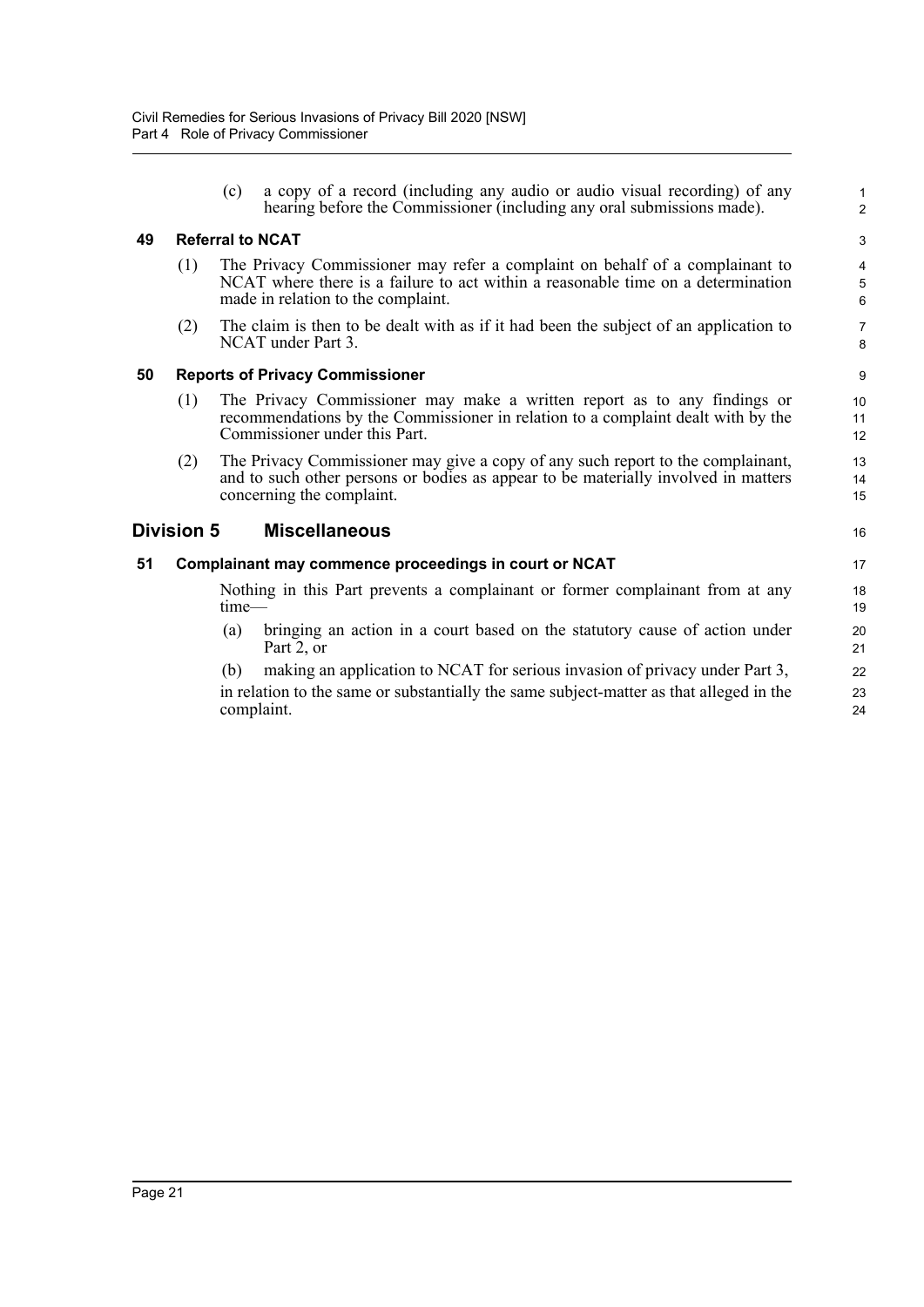(c) a copy of a record (including any audio or audio visual recording) of any hearing before the Commissioner (including any oral submissions made).

### 49 Referral to NCAT

(1) The Privacy Commissioner may refer a complaint on behalf of a complainant to NCAT where there is a failure to act within a reasonable time on a determination made in relation to the complaint.

(2) The claim is then to be dealt with as if it had been the subject of an application to NCAT under Part 3.

### 50 Reports of Privacy Commissioner

(1) The Privacy Commissioner may make a written report as to any findings or recommendations by the Commissioner in relation to a complaint dealt with by the Commissioner under this Part.

(2) The Privacy Commissioner may give a copy of any such report to the complainant, and to such other persons or bodies as appear to be materially involved in matters concerning the complaint.

## Division 5 Miscellaneous

### 51 Complainant may commence proceedings in court or NCAT

Nothing in this Part prevents a complainant or former complainant from at any time—

(a) bringing an action in a court based on the statutory cause of action under Part 2, or

(b) making an application to NCAT for serious invasion of privacy under Part 3,

in relation to the same or substantially the same subject-matter as that alleged in the complaint.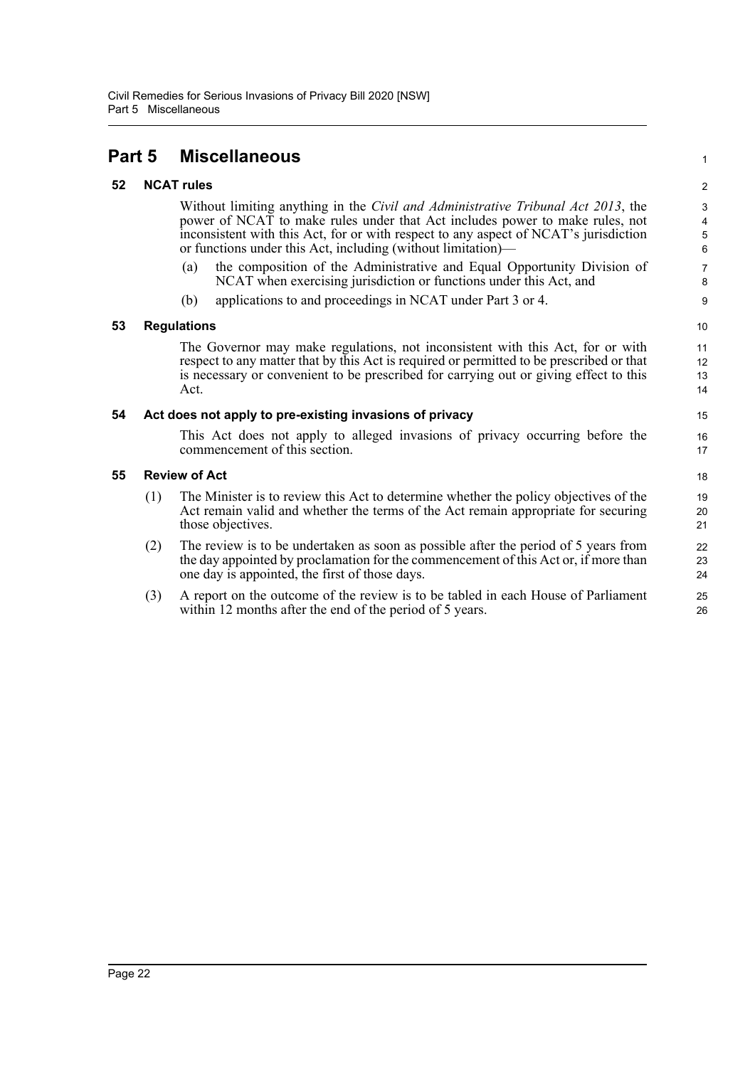# Part 5 Miscellaneous

## 52 NCAT rules

Without limiting anything in the *Civil and Administrative Tribunal Act 2013*, the power of NCAT to make rules under that Act includes power to make rules, not inconsistent with this Act, for or with respect to any aspect of NCAT's jurisdiction or functions under this Act, including (without limitation)—

(a) the composition of the Administrative and Equal Opportunity Division of NCAT when exercising jurisdiction or functions under this Act, and

(b) applications to and proceedings in NCAT under Part 3 or 4.

## 53 Regulations

The Governor may make regulations, not inconsistent with this Act, for or with respect to any matter that by this Act is required or permitted to be prescribed or that is necessary or convenient to be prescribed for carrying out or giving effect to this Act.

## 54 Act does not apply to pre-existing invasions of privacy

This Act does not apply to alleged invasions of privacy occurring before the commencement of this section.

## 55 Review of Act

(1) The Minister is to review this Act to determine whether the policy objectives of the Act remain valid and whether the terms of the Act remain appropriate for securing those objectives.

(2) The review is to be undertaken as soon as possible after the period of 5 years from the day appointed by proclamation for the commencement of this Act or, if more than one day is appointed, the first of those days.

(3) A report on the outcome of the review is to be tabled in each House of Parliament within 12 months after the end of the period of 5 years.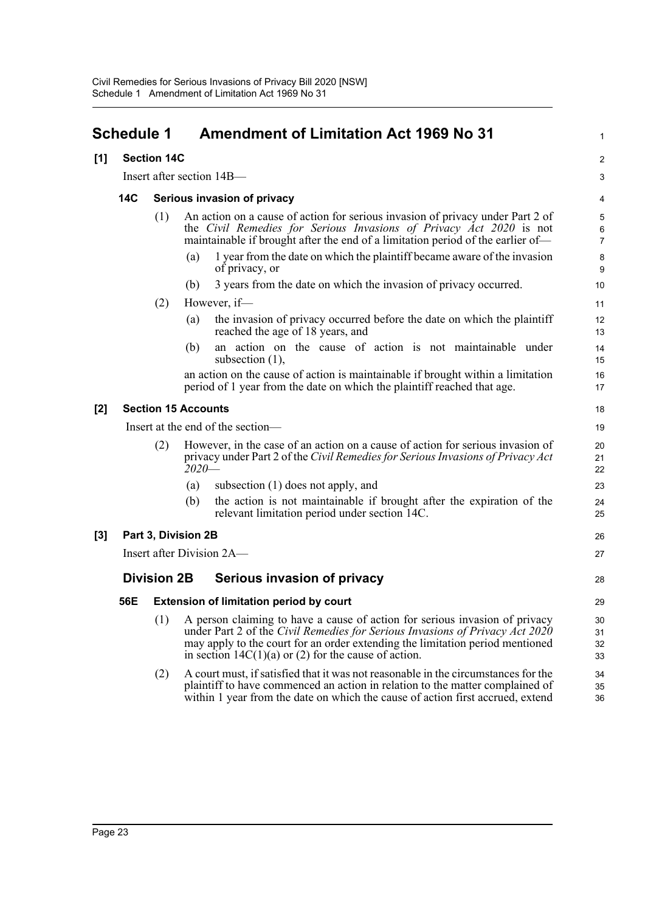# Schedule 1 Amendment of Limitation Act 1969 No 31

**[1] Section 14C**

Insert after section 14B—

### 14C Serious invasion of privacy

(1) An action on a cause of action for serious invasion of privacy under Part 2 of the *Civil Remedies for Serious Invasions of Privacy Act 2020* is not maintainable if brought after the end of a limitation period of the earlier of—

(a) 1 year from the date on which the plaintiff became aware of the invasion of privacy, or

(b) 3 years from the date on which the invasion of privacy occurred.

(2) However, if—

(a) the invasion of privacy occurred before the date on which the plaintiff reached the age of 18 years, and

(b) an action on the cause of action is not maintainable under subsection (1),

an action on the cause of action is maintainable if brought within a limitation period of 1 year from the date on which the plaintiff reached that age.

**[2] Section 15 Accounts**

Insert at the end of the section—

(2) However, in the case of an action on a cause of action for serious invasion of privacy under Part 2 of the *Civil Remedies for Serious Invasions of Privacy Act 2020*—

(a) subsection (1) does not apply, and

(b) the action is not maintainable if brought after the expiration of the relevant limitation period under section 14C.

**[3] Part 3, Division 2B**

Insert after Division 2A—

## Division 2B Serious invasion of privacy

### 56E Extension of limitation period by court

(1) A person claiming to have a cause of action for serious invasion of privacy under Part 2 of the *Civil Remedies for Serious Invasions of Privacy Act 2020* may apply to the court for an order extending the limitation period mentioned in section 14C(1)(a) or (2) for the cause of action.

(2) A court must, if satisfied that it was not reasonable in the circumstances for the plaintiff to have commenced an action in relation to the matter complained of within 1 year from the date on which the cause of action first accrued, extend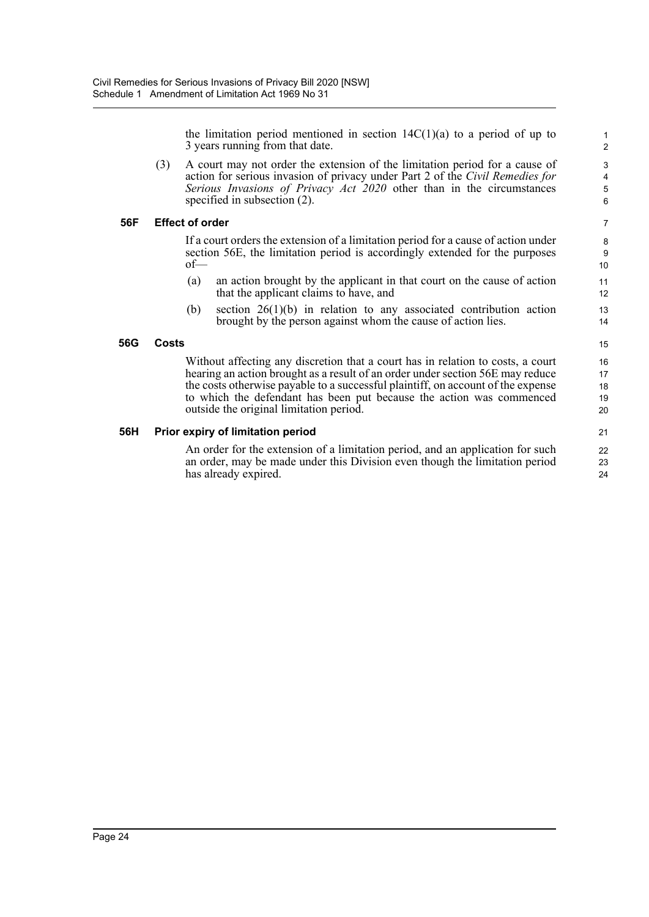the limitation period mentioned in section 14C(1)(a) to a period of up to 3 years running from that date.

(3) A court may not order the extension of the limitation period for a cause of action for serious invasion of privacy under Part 2 of the *Civil Remedies for Serious Invasions of Privacy Act 2020* other than in the circumstances specified in subsection (2).

**56F Effect of order**

If a court orders the extension of a limitation period for a cause of action under section 56E, the limitation period is accordingly extended for the purposes of—

(a) an action brought by the applicant in that court on the cause of action that the applicant claims to have, and

(b) section 26(1)(b) in relation to any associated contribution action brought by the person against whom the cause of action lies.

**56G Costs**

Without affecting any discretion that a court has in relation to costs, a court hearing an action brought as a result of an order under section 56E may reduce the costs otherwise payable to a successful plaintiff, on account of the expense to which the defendant has been put because the action was commenced outside the original limitation period.

**56H Prior expiry of limitation period**

An order for the extension of a limitation period, and an application for such an order, may be made under this Division even though the limitation period has already expired.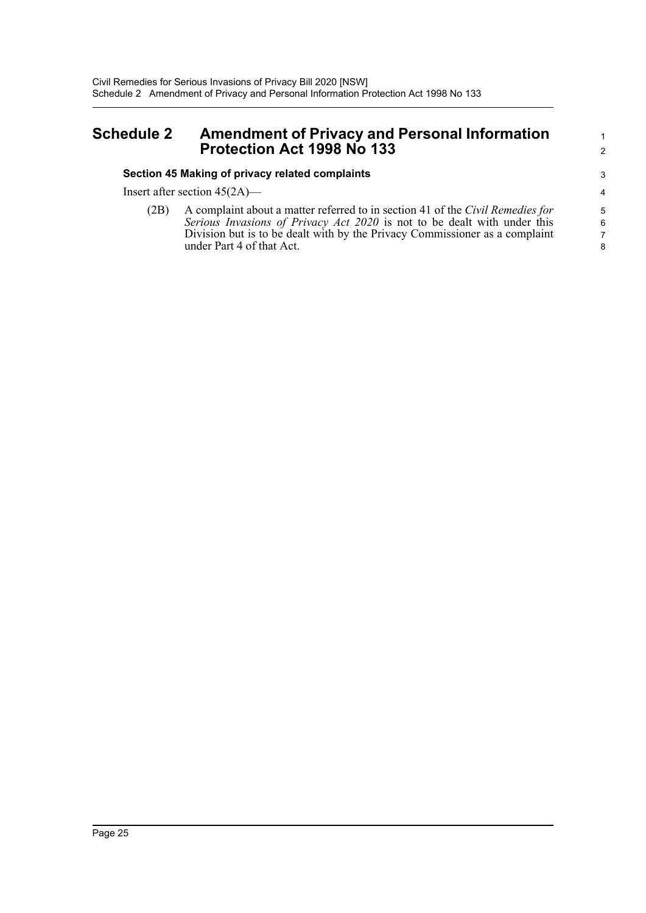# Schedule 2 Amendment of Privacy and Personal Information Protection Act 1998 No 133

### Section 45 Making of privacy related complaints

Insert after section 45(2A)—

(2B) A complaint about a matter referred to in section 41 of the *Civil Remedies for Serious Invasions of Privacy Act 2020* is not to be dealt with under this Division but is to be dealt with by the Privacy Commissioner as a complaint under Part 4 of that Act.